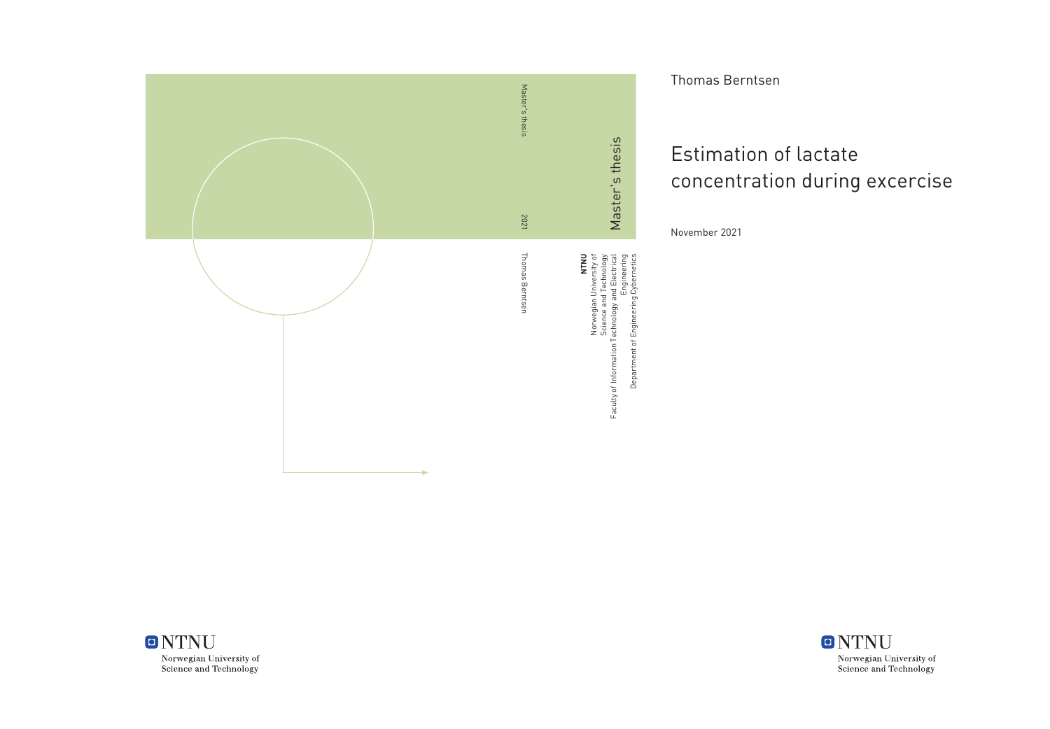Master's thesis

2021

Thomas Berntsen

Master's thesis

**NTNU**
Norwegian University of Science and Technology
Faculty of Information Technology and Electrical Engineering
Department of Engineering Cybernetics

NTNU
Norwegian University of Science and Technology

Thomas Berntsen

# Estimation of lactate concentration during excercise

November 2021

NTNU
Norwegian University of Science and Technology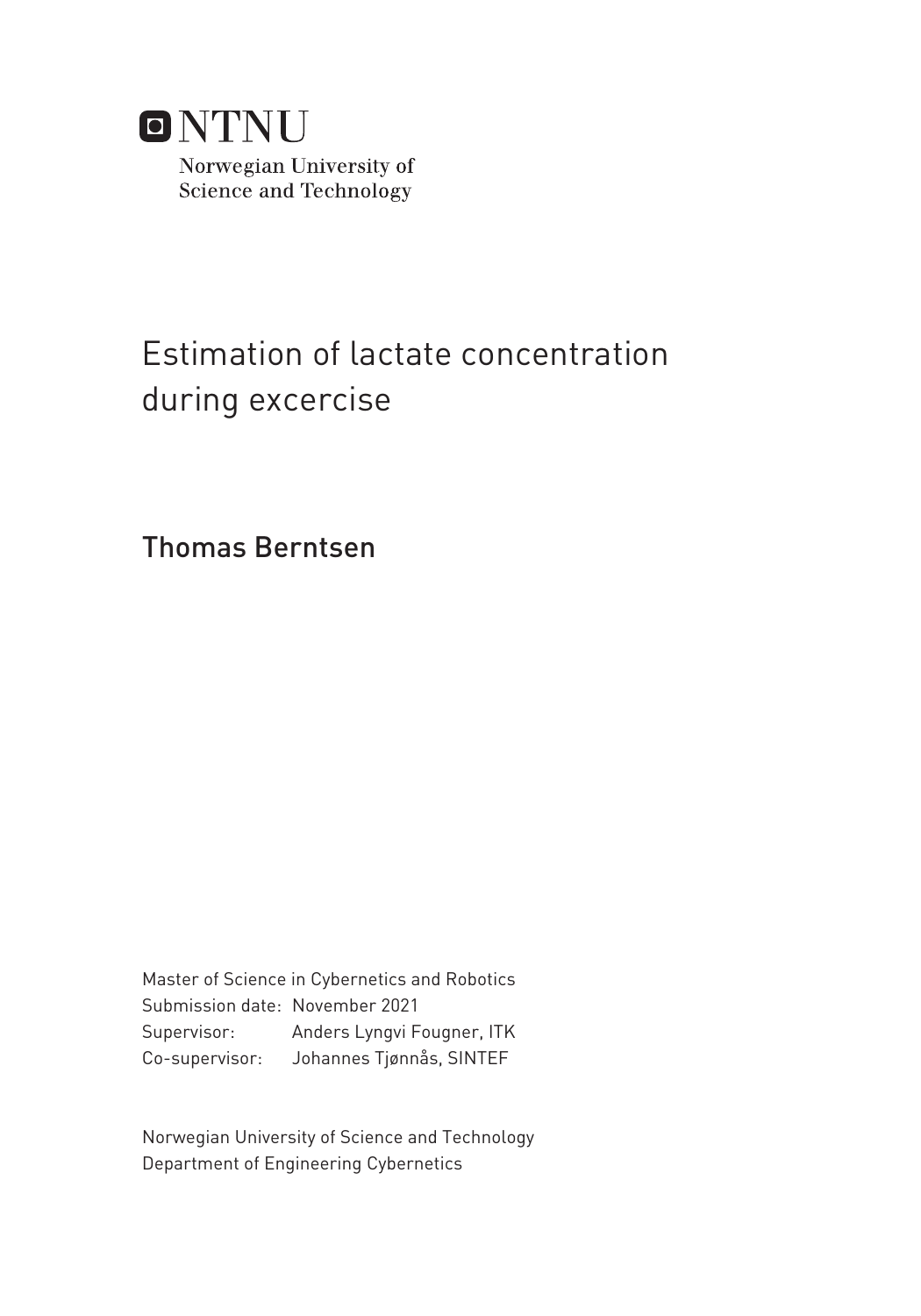NTNU

Norwegian University of
Science and Technology

# Estimation of lactate concentration during excercise

## Thomas Berntsen

Master of Science in Cybernetics and Robotics
Submission date: November 2021
Supervisor: Anders Lyngvi Fougner, ITK
Co-supervisor: Johannes Tjønnås, SINTEF

Norwegian University of Science and Technology
Department of Engineering Cybernetics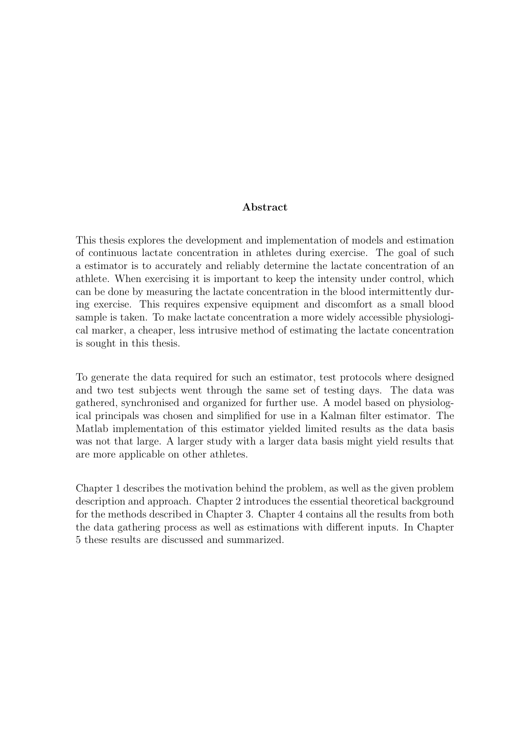## Abstract

This thesis explores the development and implementation of models and estimation of continuous lactate concentration in athletes during exercise. The goal of such a estimator is to accurately and reliably determine the lactate concentration of an athlete. When exercising it is important to keep the intensity under control, which can be done by measuring the lactate concentration in the blood intermittently during exercise. This requires expensive equipment and discomfort as a small blood sample is taken. To make lactate concentration a more widely accessible physiological marker, a cheaper, less intrusive method of estimating the lactate concentration is sought in this thesis.

To generate the data required for such an estimator, test protocols where designed and two test subjects went through the same set of testing days. The data was gathered, synchronised and organized for further use. A model based on physiological principals was chosen and simplified for use in a Kalman filter estimator. The Matlab implementation of this estimator yielded limited results as the data basis was not that large. A larger study with a larger data basis might yield results that are more applicable on other athletes.

Chapter 1 describes the motivation behind the problem, as well as the given problem description and approach. Chapter 2 introduces the essential theoretical background for the methods described in Chapter 3. Chapter 4 contains all the results from both the data gathering process as well as estimations with different inputs. In Chapter 5 these results are discussed and summarized.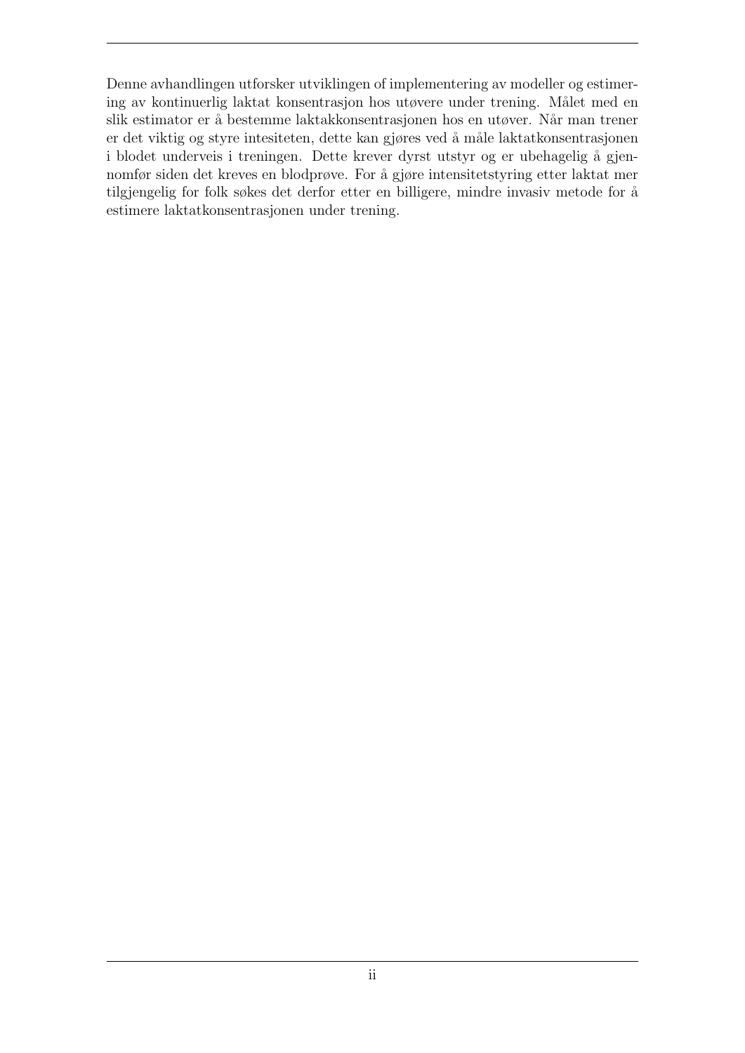Denne avhandlingen utforsker utviklingen of implementering av modeller og estimering av kontinuerlig laktat konsentrasjon hos utøvere under trening. Målet med en slik estimator er å bestemme laktakkonsentrasjonen hos en utøver. Når man trener er det viktig og styre intesiteten, dette kan gjøres ved å måle laktatkonsentrasjonen i blodet underveis i treningen. Dette krever dyrst utstyr og er ubehagelig å gjennomfør siden det kreves en blodprøve. For å gjøre intensitetstyring etter laktat mer tilgjengelig for folk søkes det derfor etter en billigere, mindre invasiv metode for å estimere laktatkonsentrasjonen under trening.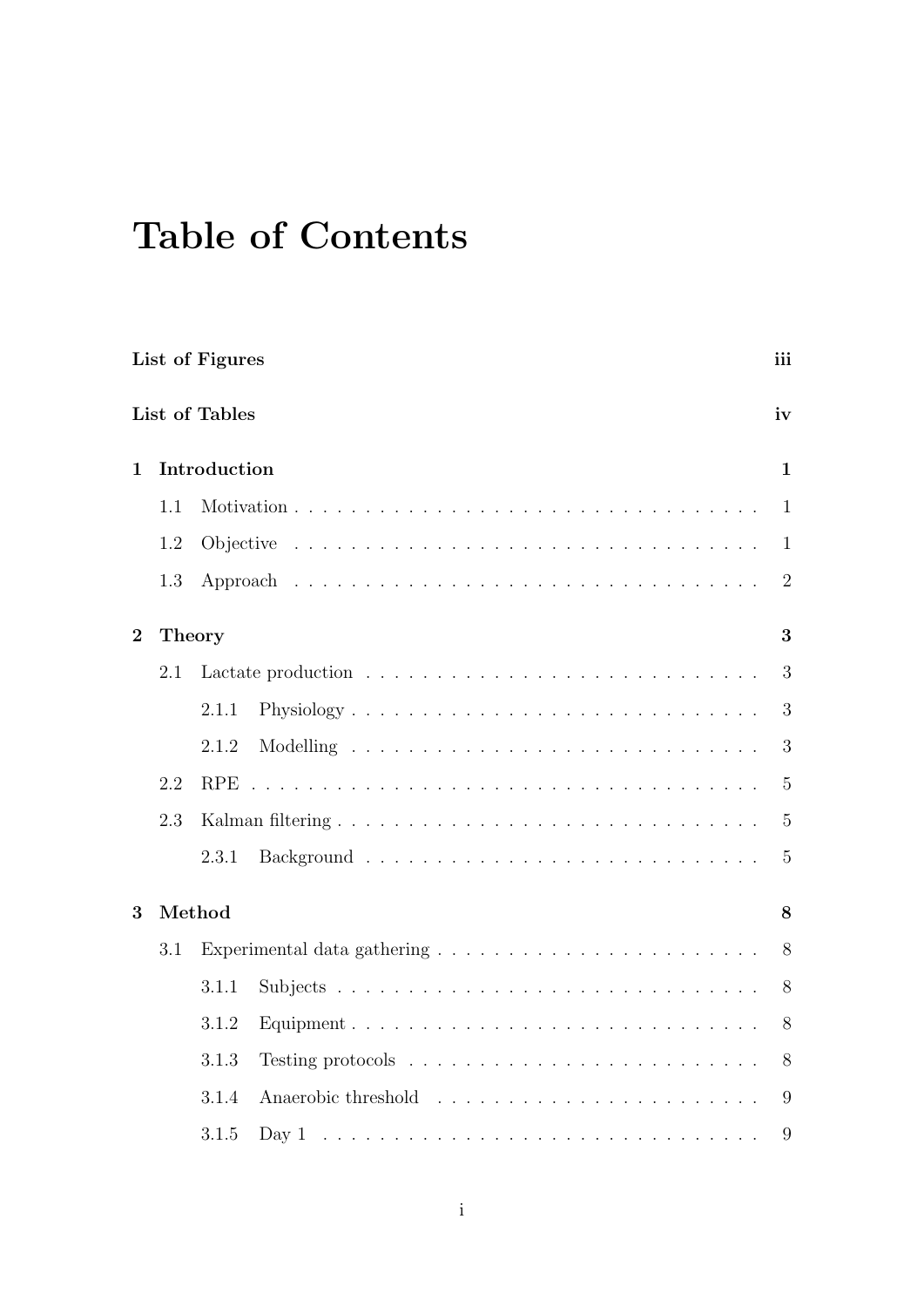# Table of Contents

**List of Figures** **iii**

**List of Tables** **iv**

**1 Introduction** **1**

- 1.1 Motivation . . . . . . . . . . . . . . . . . . . . . . . . . . . . . . . . . 1
- 1.2 Objective . . . . . . . . . . . . . . . . . . . . . . . . . . . . . . . . . 1
- 1.3 Approach . . . . . . . . . . . . . . . . . . . . . . . . . . . . . . . . . 2

**2 Theory** **3**

- 2.1 Lactate production . . . . . . . . . . . . . . . . . . . . . . . . . . . 3
  - 2.1.1 Physiology . . . . . . . . . . . . . . . . . . . . . . . . . . . . 3
  - 2.1.2 Modelling . . . . . . . . . . . . . . . . . . . . . . . . . . . . 3
- 2.2 RPE . . . . . . . . . . . . . . . . . . . . . . . . . . . . . . . . . . . . 5
- 2.3 Kalman filtering . . . . . . . . . . . . . . . . . . . . . . . . . . . . . 5
  - 2.3.1 Background . . . . . . . . . . . . . . . . . . . . . . . . . . . 5

**3 Method** **8**

- 3.1 Experimental data gathering . . . . . . . . . . . . . . . . . . . . . . 8
  - 3.1.1 Subjects . . . . . . . . . . . . . . . . . . . . . . . . . . . . . 8
  - 3.1.2 Equipment . . . . . . . . . . . . . . . . . . . . . . . . . . . . 8
  - 3.1.3 Testing protocols . . . . . . . . . . . . . . . . . . . . . . . . 8
  - 3.1.4 Anaerobic threshold . . . . . . . . . . . . . . . . . . . . . . 9
  - 3.1.5 Day 1 . . . . . . . . . . . . . . . . . . . . . . . . . . . . . . 9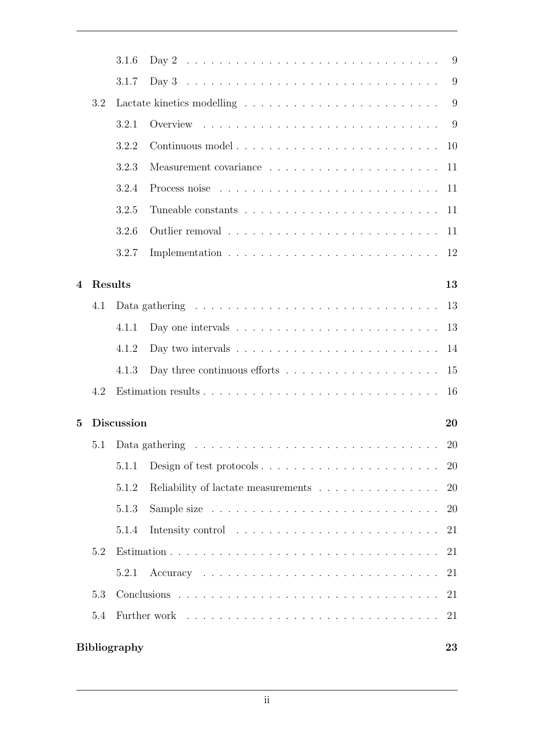- 3.1.6 Day 2 . . . 9
- 3.1.7 Day 3 . . . 9
- 3.2 Lactate kinetics modelling . . . 9
  - 3.2.1 Overview . . . 9
  - 3.2.2 Continuous model . . . 10
  - 3.2.3 Measurement covariance . . . 11
  - 3.2.4 Process noise . . . 11
  - 3.2.5 Tuneable constants . . . 11
  - 3.2.6 Outlier removal . . . 11
  - 3.2.7 Implementation . . . 12

**4 Results** **13**

- 4.1 Data gathering . . . 13
  - 4.1.1 Day one intervals . . . 13
  - 4.1.2 Day two intervals . . . 14
  - 4.1.3 Day three continuous efforts . . . 15
- 4.2 Estimation results . . . 16

**5 Discussion** **20**

- 5.1 Data gathering . . . 20
  - 5.1.1 Design of test protocols . . . 20
  - 5.1.2 Reliability of lactate measurements . . . 20
  - 5.1.3 Sample size . . . 20
  - 5.1.4 Intensity control . . . 21
- 5.2 Estimation . . . 21
  - 5.2.1 Accuracy . . . 21
- 5.3 Conclusions . . . 21
- 5.4 Further work . . . 21

**Bibliography** **23**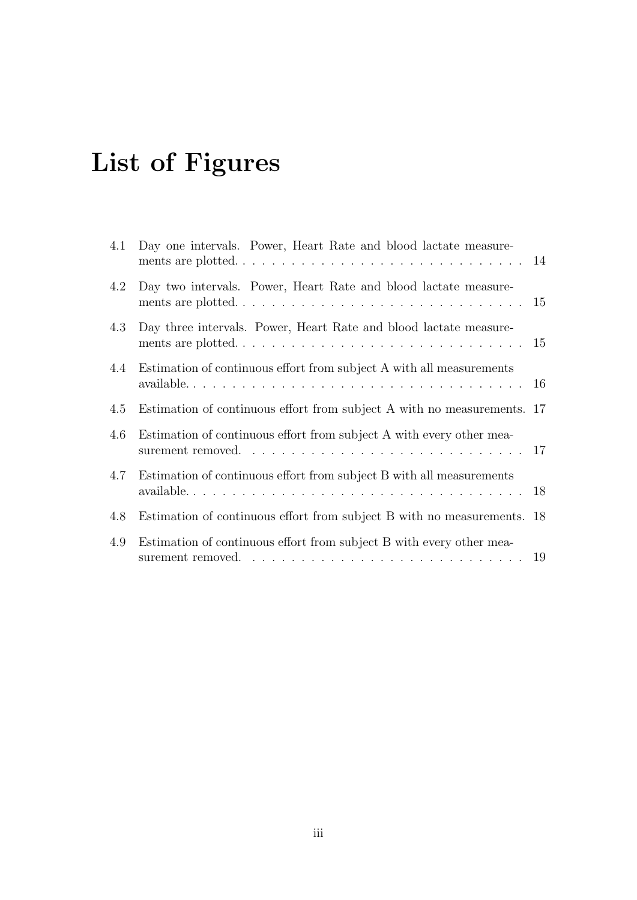# List of Figures

4.1 Day one intervals. Power, Heart Rate and blood lactate measurements are plotted. . . . . . . . . . . . . . . . . . . . . . . . . . . . . 14

4.2 Day two intervals. Power, Heart Rate and blood lactate measurements are plotted. . . . . . . . . . . . . . . . . . . . . . . . . . . . . 15

4.3 Day three intervals. Power, Heart Rate and blood lactate measurements are plotted. . . . . . . . . . . . . . . . . . . . . . . . . . . . . 15

4.4 Estimation of continuous effort from subject A with all measurements available. . . . . . . . . . . . . . . . . . . . . . . . . . . . . . . . . . 16

4.5 Estimation of continuous effort from subject A with no measurements. 17

4.6 Estimation of continuous effort from subject A with every other measurement removed. . . . . . . . . . . . . . . . . . . . . . . . . . . . . 17

4.7 Estimation of continuous effort from subject B with all measurements available. . . . . . . . . . . . . . . . . . . . . . . . . . . . . . . . . . 18

4.8 Estimation of continuous effort from subject B with no measurements. 18

4.9 Estimation of continuous effort from subject B with every other measurement removed. . . . . . . . . . . . . . . . . . . . . . . . . . . . . 19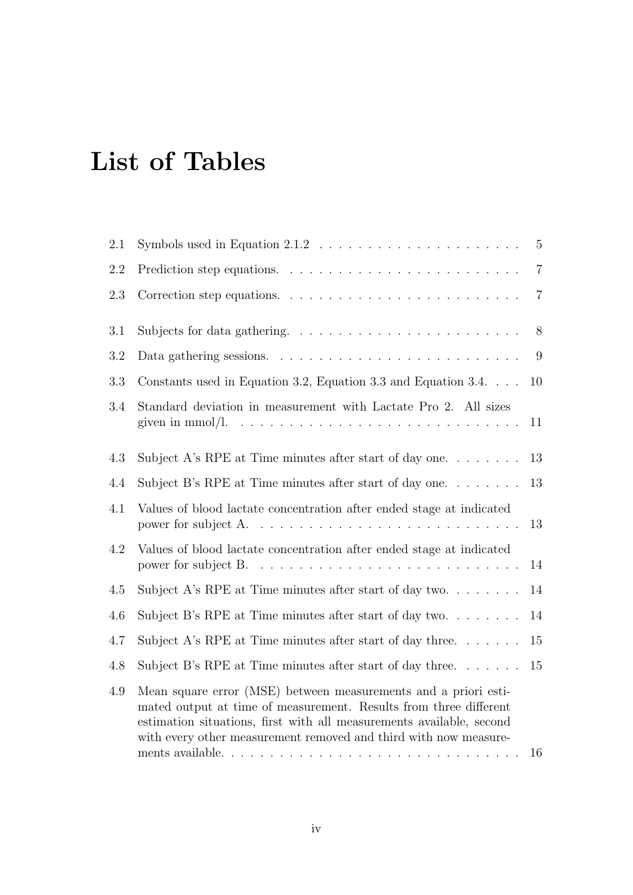# List of Tables

| | | |
|---|---|---|
| 2.1 | Symbols used in Equation 2.1.2 | 5 |
| 2.2 | Prediction step equations. | 7 |
| 2.3 | Correction step equations. | 7 |
| 3.1 | Subjects for data gathering. | 8 |
| 3.2 | Data gathering sessions. | 9 |
| 3.3 | Constants used in Equation 3.2, Equation 3.3 and Equation 3.4. | 10 |
| 3.4 | Standard deviation in measurement with Lactate Pro 2. All sizes given in mmol/l. | 11 |
| 4.3 | Subject A's RPE at Time minutes after start of day one. | 13 |
| 4.4 | Subject B's RPE at Time minutes after start of day one. | 13 |
| 4.1 | Values of blood lactate concentration after ended stage at indicated power for subject A. | 13 |
| 4.2 | Values of blood lactate concentration after ended stage at indicated power for subject B. | 14 |
| 4.5 | Subject A's RPE at Time minutes after start of day two. | 14 |
| 4.6 | Subject B's RPE at Time minutes after start of day two. | 14 |
| 4.7 | Subject A's RPE at Time minutes after start of day three. | 15 |
| 4.8 | Subject B's RPE at Time minutes after start of day three. | 15 |
| 4.9 | Mean square error (MSE) between measurements and a priori estimated output at time of measurement. Results from three different estimation situations, first with all measurements available, second with every other measurement removed and third with now measurements available. | 16 |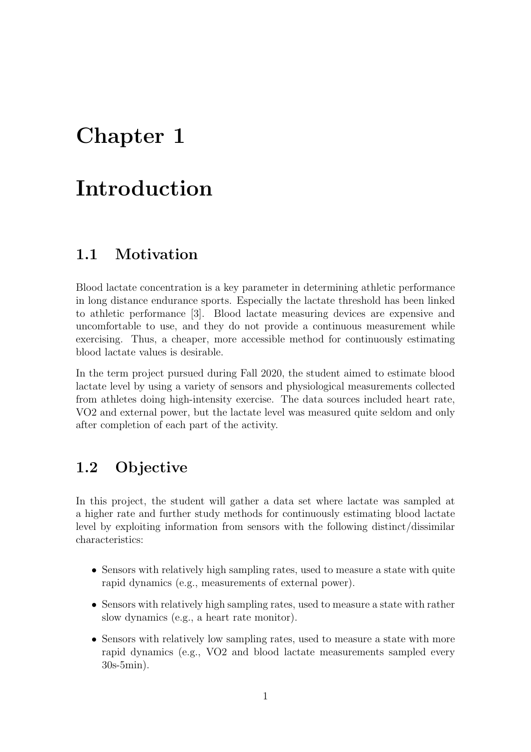# Chapter 1

# Introduction

## 1.1 Motivation

Blood lactate concentration is a key parameter in determining athletic performance in long distance endurance sports. Especially the lactate threshold has been linked to athletic performance [3]. Blood lactate measuring devices are expensive and uncomfortable to use, and they do not provide a continuous measurement while exercising. Thus, a cheaper, more accessible method for continuously estimating blood lactate values is desirable.

In the term project pursued during Fall 2020, the student aimed to estimate blood lactate level by using a variety of sensors and physiological measurements collected from athletes doing high-intensity exercise. The data sources included heart rate, VO2 and external power, but the lactate level was measured quite seldom and only after completion of each part of the activity.

## 1.2 Objective

In this project, the student will gather a data set where lactate was sampled at a higher rate and further study methods for continuously estimating blood lactate level by exploiting information from sensors with the following distinct/dissimilar characteristics:

- Sensors with relatively high sampling rates, used to measure a state with quite rapid dynamics (e.g., measurements of external power).
- Sensors with relatively high sampling rates, used to measure a state with rather slow dynamics (e.g., a heart rate monitor).
- Sensors with relatively low sampling rates, used to measure a state with more rapid dynamics (e.g., VO2 and blood lactate measurements sampled every 30s-5min).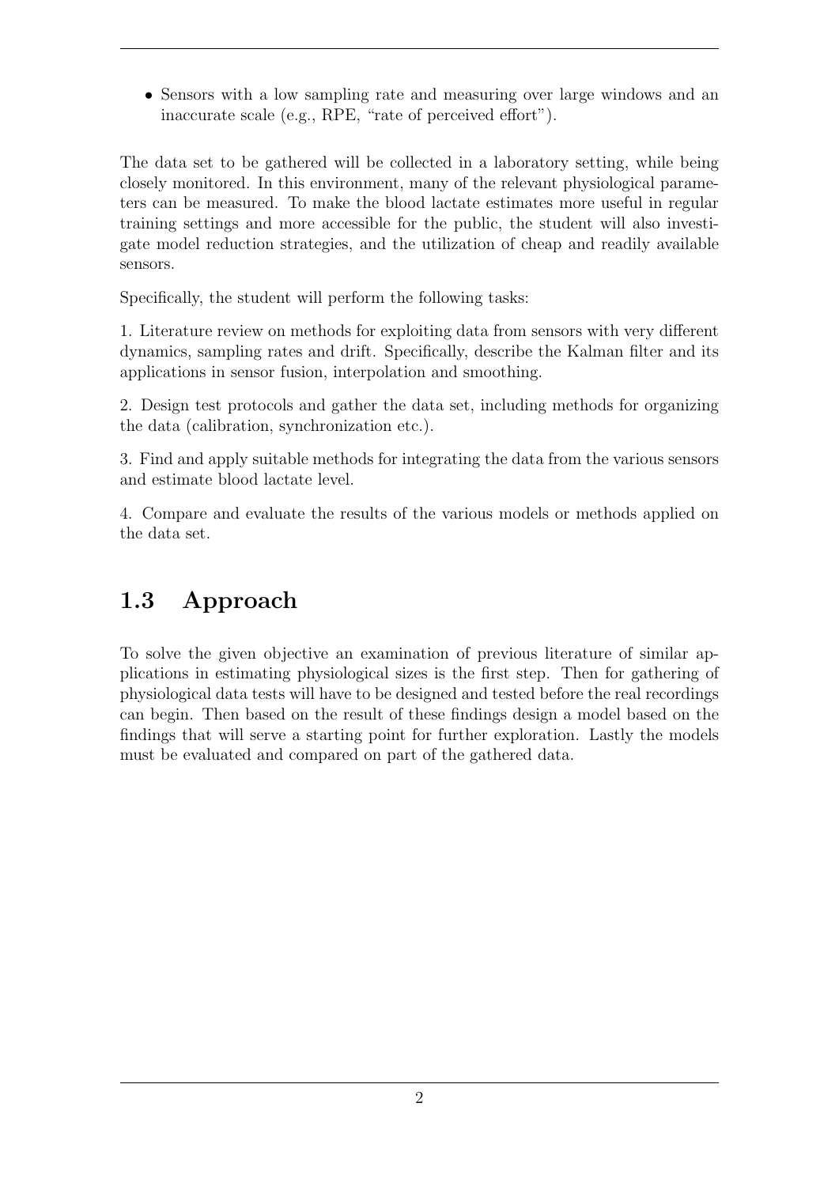- Sensors with a low sampling rate and measuring over large windows and an inaccurate scale (e.g., RPE, "rate of perceived effort").

The data set to be gathered will be collected in a laboratory setting, while being closely monitored. In this environment, many of the relevant physiological parameters can be measured. To make the blood lactate estimates more useful in regular training settings and more accessible for the public, the student will also investigate model reduction strategies, and the utilization of cheap and readily available sensors.

Specifically, the student will perform the following tasks:

1. Literature review on methods for exploiting data from sensors with very different dynamics, sampling rates and drift. Specifically, describe the Kalman filter and its applications in sensor fusion, interpolation and smoothing.

2. Design test protocols and gather the data set, including methods for organizing the data (calibration, synchronization etc.).

3. Find and apply suitable methods for integrating the data from the various sensors and estimate blood lactate level.

4. Compare and evaluate the results of the various models or methods applied on the data set.

## 1.3 Approach

To solve the given objective an examination of previous literature of similar applications in estimating physiological sizes is the first step. Then for gathering of physiological data tests will have to be designed and tested before the real recordings can begin. Then based on the result of these findings design a model based on the findings that will serve a starting point for further exploration. Lastly the models must be evaluated and compared on part of the gathered data.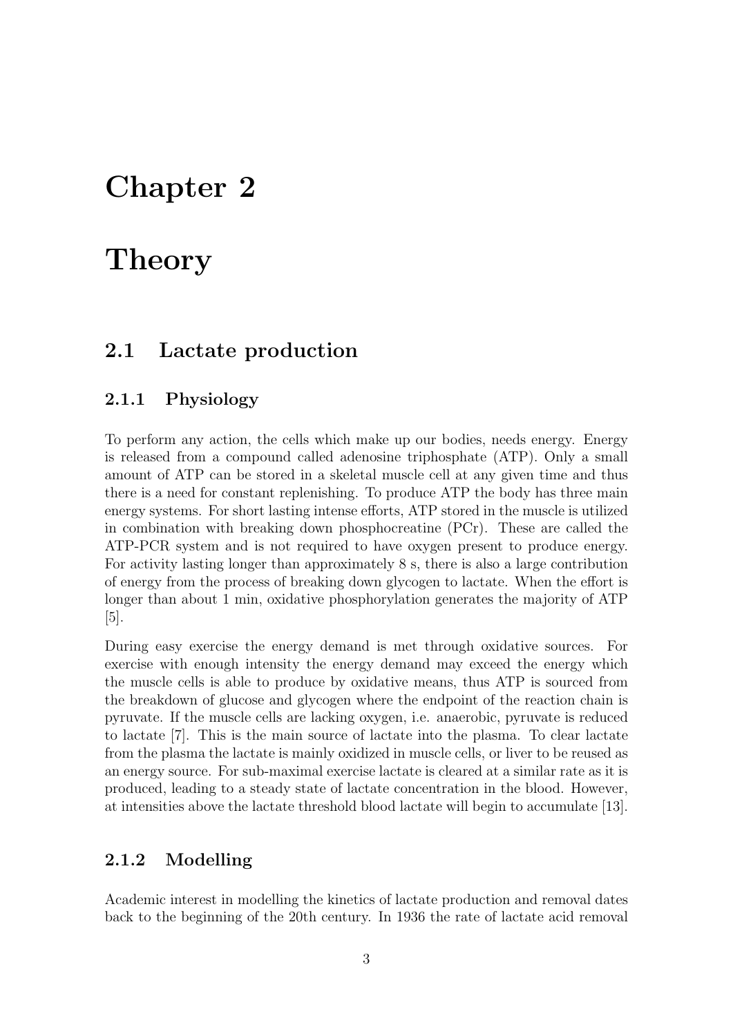# Chapter 2

# Theory

## 2.1 Lactate production

### 2.1.1 Physiology

To perform any action, the cells which make up our bodies, needs energy. Energy is released from a compound called adenosine triphosphate (ATP). Only a small amount of ATP can be stored in a skeletal muscle cell at any given time and thus there is a need for constant replenishing. To produce ATP the body has three main energy systems. For short lasting intense efforts, ATP stored in the muscle is utilized in combination with breaking down phosphocreatine (PCr). These are called the ATP-PCR system and is not required to have oxygen present to produce energy. For activity lasting longer than approximately 8 s, there is also a large contribution of energy from the process of breaking down glycogen to lactate. When the effort is longer than about 1 min, oxidative phosphorylation generates the majority of ATP [5].

During easy exercise the energy demand is met through oxidative sources. For exercise with enough intensity the energy demand may exceed the energy which the muscle cells is able to produce by oxidative means, thus ATP is sourced from the breakdown of glucose and glycogen where the endpoint of the reaction chain is pyruvate. If the muscle cells are lacking oxygen, i.e. anaerobic, pyruvate is reduced to lactate [7]. This is the main source of lactate into the plasma. To clear lactate from the plasma the lactate is mainly oxidized in muscle cells, or liver to be reused as an energy source. For sub-maximal exercise lactate is cleared at a similar rate as it is produced, leading to a steady state of lactate concentration in the blood. However, at intensities above the lactate threshold blood lactate will begin to accumulate [13].

### 2.1.2 Modelling

Academic interest in modelling the kinetics of lactate production and removal dates back to the beginning of the 20th century. In 1936 the rate of lactate acid removal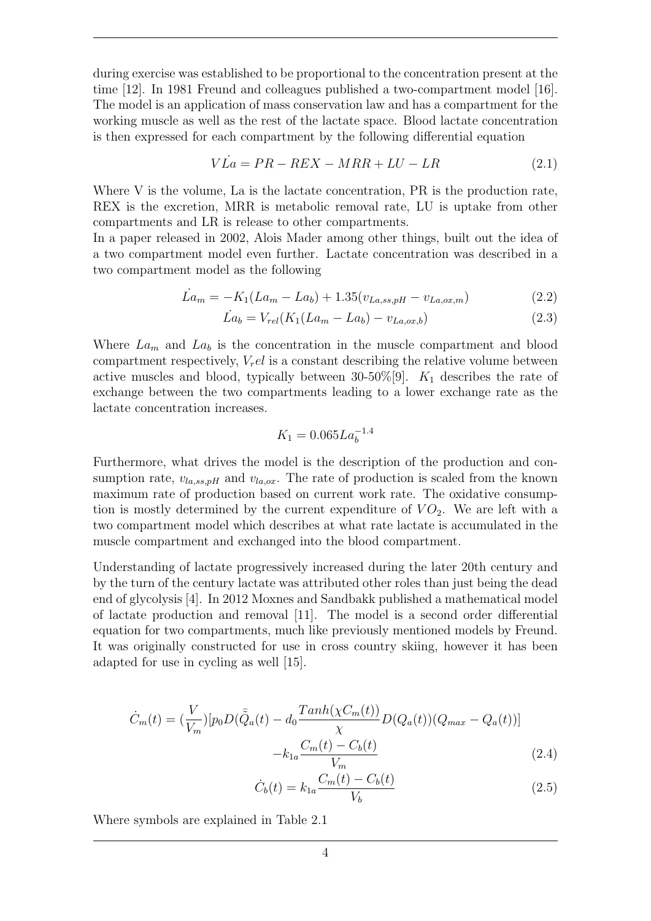during exercise was established to be proportional to the concentration present at the time [12]. In 1981 Freund and colleagues published a two-compartment model [16]. The model is an application of mass conservation law and has a compartment for the working muscle as well as the rest of the lactate space. Blood lactate concentration is then expressed for each compartment by the following differential equation

$$V\dot{La} = PR - REX - MRR + LU - LR \tag{2.1}$$

Where V is the volume, La is the lactate concentration, PR is the production rate, REX is the excretion, MRR is metabolic removal rate, LU is uptake from other compartments and LR is release to other compartments.
In a paper released in 2002, Alois Mader among other things, built out the idea of a two compartment model even further. Lactate concentration was described in a two compartment model as the following

$$\dot{La_m} = -K_1(La_m - La_b) + 1.35(v_{La,ss,pH} - v_{La,ox,m}) \tag{2.2}$$

$$\dot{La_b} = V_{rel}(K_1(La_m - La_b) - v_{La,ox,b}) \tag{2.3}$$

Where $La_m$ and $La_b$ is the concentration in the muscle compartment and blood compartment respectively, $V_rel$ is a constant describing the relative volume between active muscles and blood, typically between 30-50%[9]. $K_1$ describes the rate of exchange between the two compartments leading to a lower exchange rate as the lactate concentration increases.

$$K_1 = 0.065La_b^{-1.4}$$

Furthermore, what drives the model is the description of the production and consumption rate, $v_{la,ss,pH}$ and $v_{la,ox}$. The rate of production is scaled from the known maximum rate of production based on current work rate. The oxidative consumption is mostly determined by the current expenditure of $VO_2$. We are left with a two compartment model which describes at what rate lactate is accumulated in the muscle compartment and exchanged into the blood compartment.

Understanding of lactate progressively increased during the later 20th century and by the turn of the century lactate was attributed other roles than just being the dead end of glycolysis [4]. In 2012 Moxnes and Sandbakk published a mathematical model of lactate production and removal [11]. The model is a second order differential equation for two compartments, much like previously mentioned models by Freund. It was originally constructed for use in cross country skiing, however it has been adapted for use in cycling as well [15].

$$\dot{C}_m(t) = (\frac{V}{V_m})[p_0 D(\bar{\bar{Q}}_a(t) - d_0 \frac{Tanh(\chi C_m(t))}{\chi} D(Q_a(t))(Q_{max} - Q_a(t))] \\ -k_{1a}\frac{C_m(t) - C_b(t)}{V_m} \tag{2.4}$$

$$\dot{C}_b(t) = k_{1a}\frac{C_m(t) - C_b(t)}{V_b} \tag{2.5}$$

Where symbols are explained in Table 2.1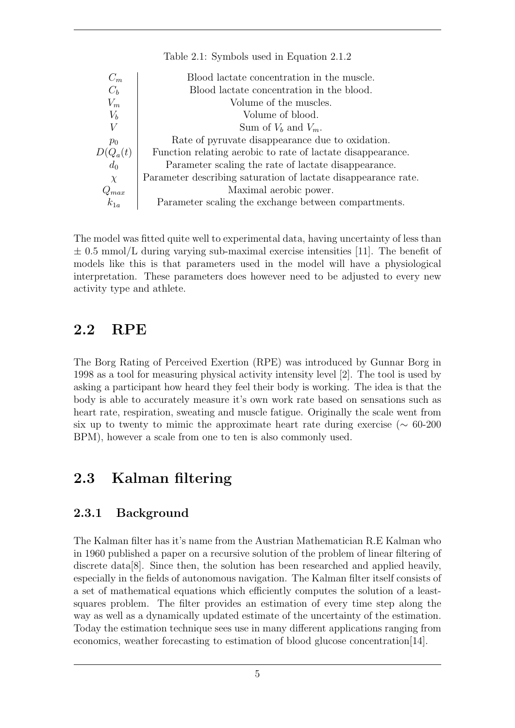Table 2.1: Symbols used in Equation 2.1.2

| Symbol | Description |
| --- | --- |
| $C_m$ | Blood lactate concentration in the muscle. |
| $C_b$ | Blood lactate concentration in the blood. |
| $V_m$ | Volume of the muscles. |
| $V_b$ | Volume of blood. |
| $V$ | Sum of $V_b$ and $V_m$. |
| $p_0$ | Rate of pyruvate disappearance due to oxidation. |
| $D(Q_a(t)$ | Function relating aerobic to rate of lactate disappearance. |
| $d_0$ | Parameter scaling the rate of lactate disappearance. |
| $\chi$ | Parameter describing saturation of lactate disappearance rate. |
| $Q_{max}$ | Maximal aerobic power. |
| $k_{1a}$ | Parameter scaling the exchange between compartments. |

The model was fitted quite well to experimental data, having uncertainty of less than $\pm$ 0.5 mmol/L during varying sub-maximal exercise intensities [11]. The benefit of models like this is that parameters used in the model will have a physiological interpretation. These parameters does however need to be adjusted to every new activity type and athlete.

## 2.2 RPE

The Borg Rating of Perceived Exertion (RPE) was introduced by Gunnar Borg in 1998 as a tool for measuring physical activity intensity level [2]. The tool is used by asking a participant how heard they feel their body is working. The idea is that the body is able to accurately measure it's own work rate based on sensations such as heart rate, respiration, sweating and muscle fatigue. Originally the scale went from six up to twenty to mimic the approximate heart rate during exercise ($\sim$ 60-200 BPM), however a scale from one to ten is also commonly used.

## 2.3 Kalman filtering

### 2.3.1 Background

The Kalman filter has it's name from the Austrian Mathematician R.E Kalman who in 1960 published a paper on a recursive solution of the problem of linear filtering of discrete data[8]. Since then, the solution has been researched and applied heavily, especially in the fields of autonomous navigation. The Kalman filter itself consists of a set of mathematical equations which efficiently computes the solution of a least-squares problem. The filter provides an estimation of every time step along the way as well as a dynamically updated estimate of the uncertainty of the estimation. Today the estimation technique sees use in many different applications ranging from economics, weather forecasting to estimation of blood glucose concentration[14].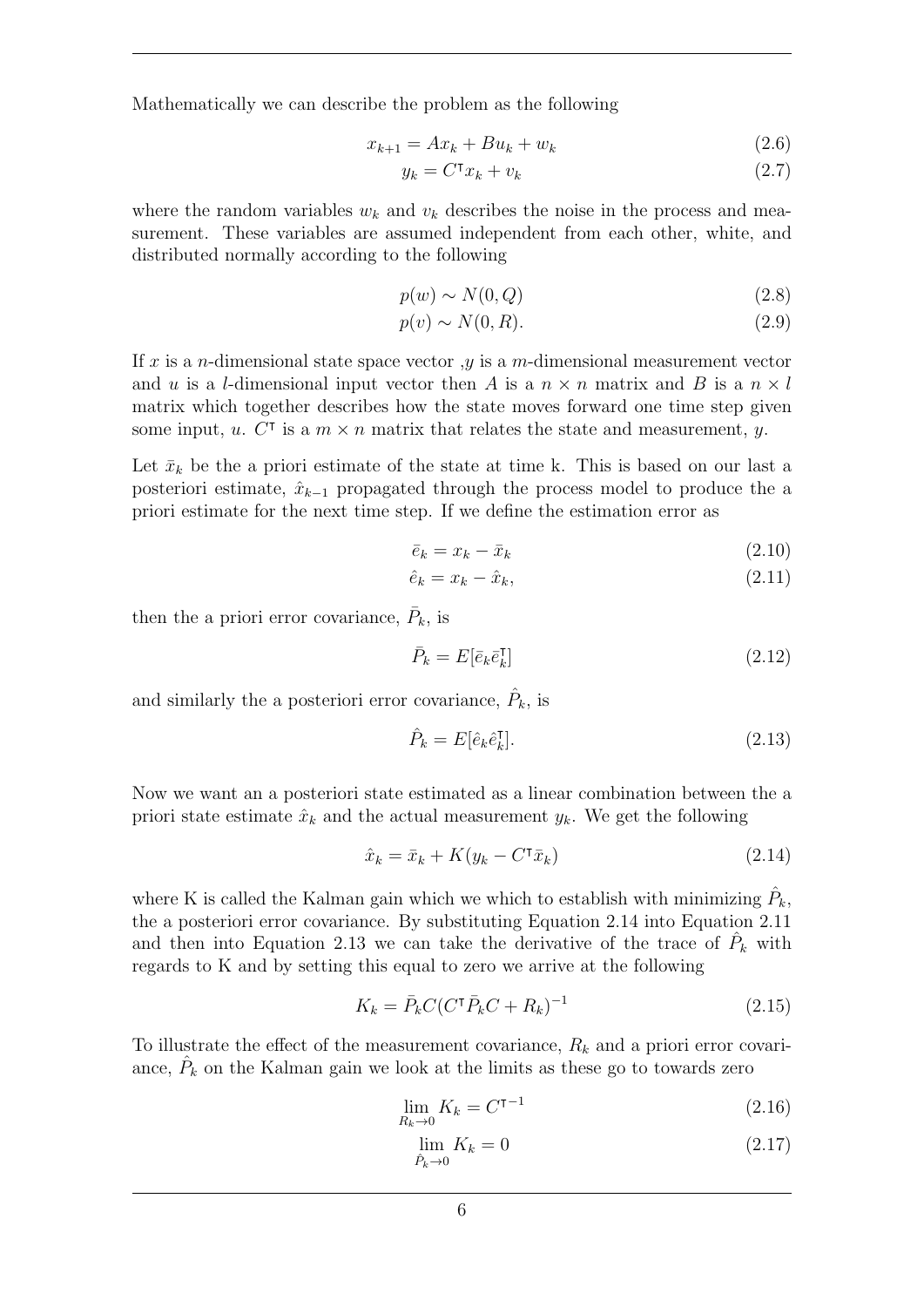Mathematically we can describe the problem as the following

$$x_{k+1} = Ax_k + Bu_k + w_k \tag{2.6}$$

$$y_k = C^{\intercal} x_k + v_k \tag{2.7}$$

where the random variables $w_k$ and $v_k$ describes the noise in the process and measurement. These variables are assumed independent from each other, white, and distributed normally according to the following

$$p(w) \sim N(0, Q) \tag{2.8}$$

$$p(v) \sim N(0, R). \tag{2.9}$$

If $x$ is a $n$-dimensional state space vector ,$y$ is a $m$-dimensional measurement vector and $u$ is a $l$-dimensional input vector then $A$ is a $n \times n$ matrix and $B$ is a $n \times l$ matrix which together describes how the state moves forward one time step given some input, $u$. $C^{\intercal}$ is a $m \times n$ matrix that relates the state and measurement, $y$.

Let $\bar{x}_k$ be the a priori estimate of the state at time k. This is based on our last a posteriori estimate, $\hat{x}_{k-1}$ propagated through the process model to produce the a priori estimate for the next time step. If we define the estimation error as

$$\bar{e}_k = x_k - \bar{x}_k \tag{2.10}$$

$$\hat{e}_k = x_k - \hat{x}_k, \tag{2.11}$$

then the a priori error covariance, $\bar{P}_k$, is

$$\bar{P}_k = E[\bar{e}_k \bar{e}_k^{\intercal}] \tag{2.12}$$

and similarly the a posteriori error covariance, $\hat{P}_k$, is

$$\hat{P}_k = E[\hat{e}_k \hat{e}_k^{\intercal}]. \tag{2.13}$$

Now we want an a posteriori state estimated as a linear combination between the a priori state estimate $\hat{x}_k$ and the actual measurement $y_k$. We get the following

$$\hat{x}_k = \bar{x}_k + K(y_k - C^{\intercal} \bar{x}_k) \tag{2.14}$$

where K is called the Kalman gain which we which to establish with minimizing $\hat{P}_k$, the a posteriori error covariance. By substituting Equation 2.14 into Equation 2.11 and then into Equation 2.13 we can take the derivative of the trace of $\hat{P}_k$ with regards to K and by setting this equal to zero we arrive at the following

$$K_k = \bar{P}_k C (C^{\intercal} \bar{P}_k C + R_k)^{-1} \tag{2.15}$$

To illustrate the effect of the measurement covariance, $R_k$ and a priori error covariance, $\hat{P}_k$ on the Kalman gain we look at the limits as these go to towards zero

$$\lim_{R_k \to 0} K_k = C^{\intercal -1} \tag{2.16}$$

$$\lim_{\hat{P}_k \to 0} K_k = 0 \tag{2.17}$$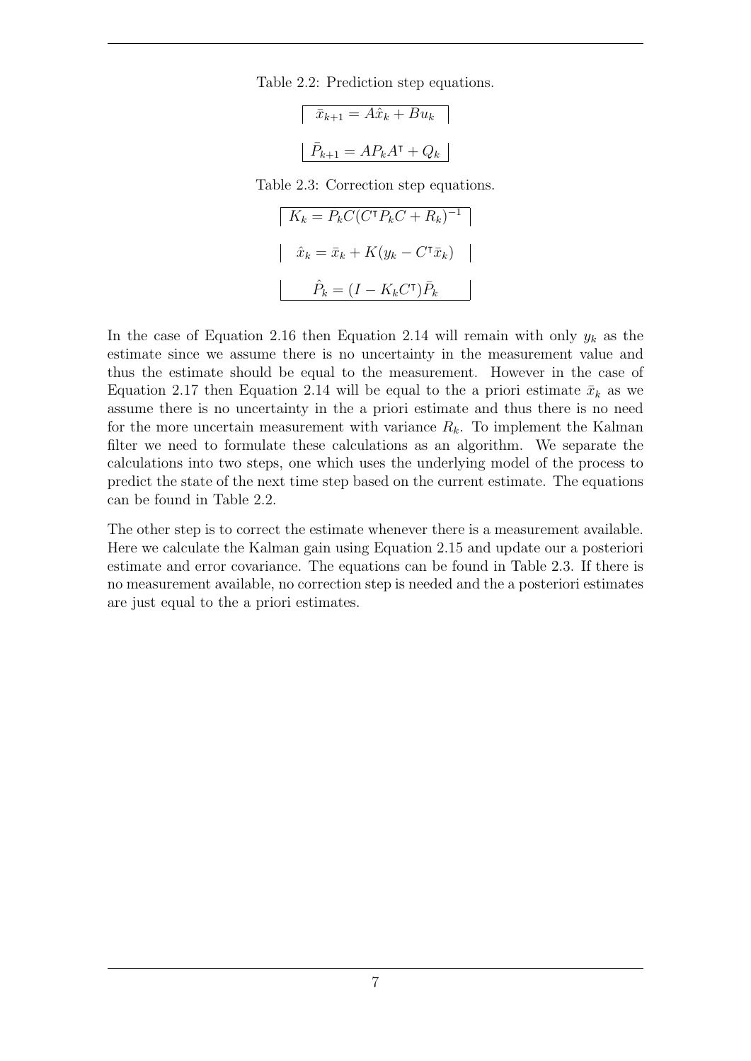Table 2.2: Prediction step equations.

$$\bar{x}_{k+1} = A\hat{x}_k + Bu_k$$

$$\bar{P}_{k+1} = AP_kA^{\intercal} + Q_k$$

Table 2.3: Correction step equations.

$$K_k = P_kC(C^{\intercal}P_kC + R_k)^{-1}$$

$$\hat{x}_k = \bar{x}_k + K(y_k - C^{\intercal}\bar{x}_k)$$

$$\hat{P}_k = (I - K_kC^{\intercal})\bar{P}_k$$

In the case of Equation 2.16 then Equation 2.14 will remain with only $y_k$ as the estimate since we assume there is no uncertainty in the measurement value and thus the estimate should be equal to the measurement. However in the case of Equation 2.17 then Equation 2.14 will be equal to the a priori estimate $\bar{x}_k$ as we assume there is no uncertainty in the a priori estimate and thus there is no need for the more uncertain measurement with variance $R_k$. To implement the Kalman filter we need to formulate these calculations as an algorithm. We separate the calculations into two steps, one which uses the underlying model of the process to predict the state of the next time step based on the current estimate. The equations can be found in Table 2.2.

The other step is to correct the estimate whenever there is a measurement available. Here we calculate the Kalman gain using Equation 2.15 and update our a posteriori estimate and error covariance. The equations can be found in Table 2.3. If there is no measurement available, no correction step is needed and the a posteriori estimates are just equal to the a priori estimates.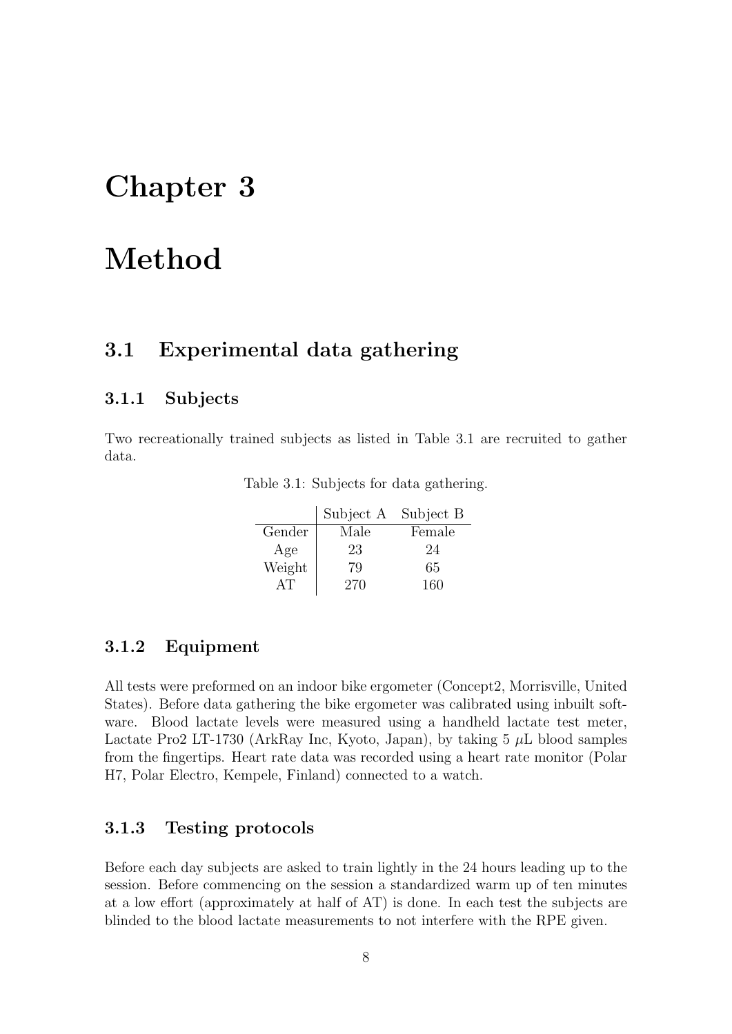# Chapter 3

# Method

## 3.1 Experimental data gathering

### 3.1.1 Subjects

Two recreationally trained subjects as listed in Table 3.1 are recruited to gather data.

Table 3.1: Subjects for data gathering.

| | Subject A | Subject B |
|---|---|---|
| Gender | Male | Female |
| Age | 23 | 24 |
| Weight | 79 | 65 |
| AT | 270 | 160 |

### 3.1.2 Equipment

All tests were preformed on an indoor bike ergometer (Concept2, Morrisville, United States). Before data gathering the bike ergometer was calibrated using inbuilt software. Blood lactate levels were measured using a handheld lactate test meter, Lactate Pro2 LT-1730 (ArkRay Inc, Kyoto, Japan), by taking 5 $\mu$L blood samples from the fingertips. Heart rate data was recorded using a heart rate monitor (Polar H7, Polar Electro, Kempele, Finland) connected to a watch.

### 3.1.3 Testing protocols

Before each day subjects are asked to train lightly in the 24 hours leading up to the session. Before commencing on the session a standardized warm up of ten minutes at a low effort (approximately at half of AT) is done. In each test the subjects are blinded to the blood lactate measurements to not interfere with the RPE given.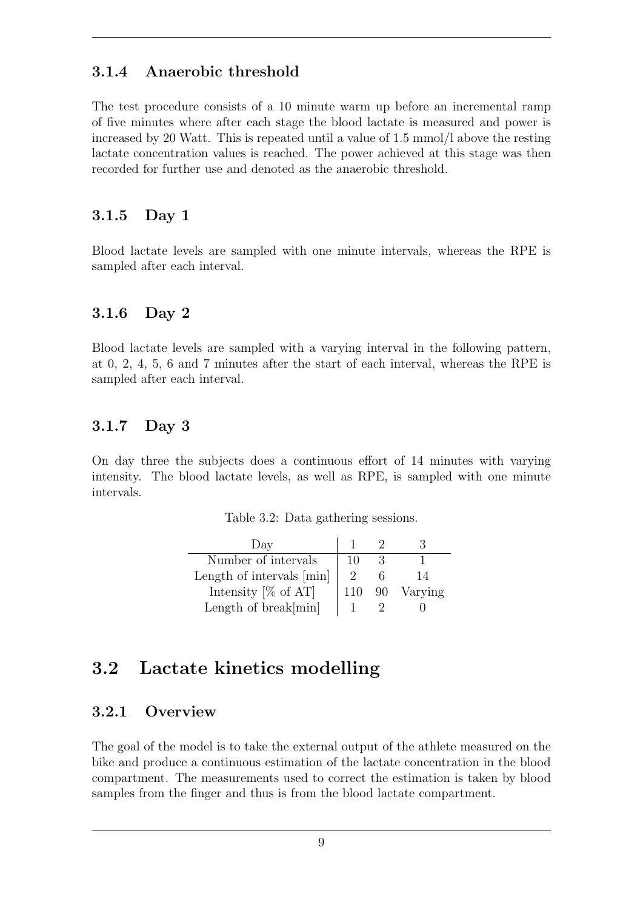### 3.1.4 Anaerobic threshold

The test procedure consists of a 10 minute warm up before an incremental ramp of five minutes where after each stage the blood lactate is measured and power is increased by 20 Watt. This is repeated until a value of 1.5 mmol/l above the resting lactate concentration values is reached. The power achieved at this stage was then recorded for further use and denoted as the anaerobic threshold.

### 3.1.5 Day 1

Blood lactate levels are sampled with one minute intervals, whereas the RPE is sampled after each interval.

### 3.1.6 Day 2

Blood lactate levels are sampled with a varying interval in the following pattern, at 0, 2, 4, 5, 6 and 7 minutes after the start of each interval, whereas the RPE is sampled after each interval.

### 3.1.7 Day 3

On day three the subjects does a continuous effort of 14 minutes with varying intensity. The blood lactate levels, as well as RPE, is sampled with one minute intervals.

Table 3.2: Data gathering sessions.

| Day | 1 | 2 | 3 |
|---|---|---|---|
| Number of intervals | 10 | 3 | 1 |
| Length of intervals [min] | 2 | 6 | 14 |
| Intensity [% of AT] | 110 | 90 | Varying |
| Length of break[min] | 1 | 2 | 0 |

## 3.2 Lactate kinetics modelling

### 3.2.1 Overview

The goal of the model is to take the external output of the athlete measured on the bike and produce a continuous estimation of the lactate concentration in the blood compartment. The measurements used to correct the estimation is taken by blood samples from the finger and thus is from the blood lactate compartment.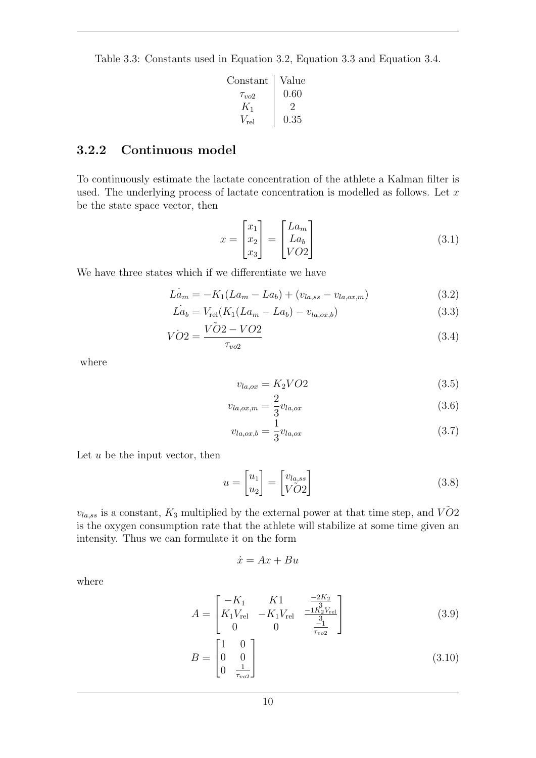Table 3.3: Constants used in Equation 3.2, Equation 3.3 and Equation 3.4.

| Constant | Value |
|---|---|
| $\tau_{vo2}$ | 0.60 |
| $K_1$ | 2 |
| $V_{\text{rel}}$ | 0.35 |

### 3.2.2 Continuous model

To continuously estimate the lactate concentration of the athlete a Kalman filter is used. The underlying process of lactate concentration is modelled as follows. Let $x$ be the state space vector, then

$$x = \begin{bmatrix} x_1 \\ x_2 \\ x_3 \end{bmatrix} = \begin{bmatrix} La_m \\ La_b \\ VO2 \end{bmatrix} \tag{3.1}$$

We have three states which if we differentiate we have

$$\dot{La_m} = -K_1(La_m - La_b) + (v_{la,ss} - v_{la,ox,m}) \tag{3.2}$$

$$\dot{La_b} = V_{\text{rel}}(K_1(La_m - La_b) - v_{la,ox,b}) \tag{3.3}$$

$$\dot{VO2} = \frac{\tilde{VO2} - VO2}{\tau_{vo2}} \tag{3.4}$$

where

$$v_{la,ox} = K_2 VO2 \tag{3.5}$$

$$v_{la,ox,m} = \frac{2}{3} v_{la,ox} \tag{3.6}$$

$$v_{la,ox,b} = \frac{1}{3} v_{la,ox} \tag{3.7}$$

Let $u$ be the input vector, then

$$u = \begin{bmatrix} u_1 \\ u_2 \end{bmatrix} = \begin{bmatrix} v_{la,ss} \\ \tilde{VO2} \end{bmatrix} \tag{3.8}$$

$v_{la,ss}$ is a constant, $K_3$ multiplied by the external power at that time step, and $\tilde{VO2}$ is the oxygen consumption rate that the athlete will stabilize at some time given an intensity. Thus we can formulate it on the form

$$\dot{x} = Ax + Bu$$

where

$$A = \begin{bmatrix} -K_1 & K1 & \frac{-2K_2}{3} \\ K_1 V_{\text{rel}} & -K_1 V_{\text{rel}} & \frac{-1K_2 V_{\text{rel}}}{3} \\ 0 & 0 & \frac{-1}{\tau_{vo2}} \end{bmatrix} \tag{3.9}$$

$$B = \begin{bmatrix} 1 & 0 \\ 0 & 0 \\ 0 & \frac{1}{\tau_{vo2}} \end{bmatrix} \tag{3.10}$$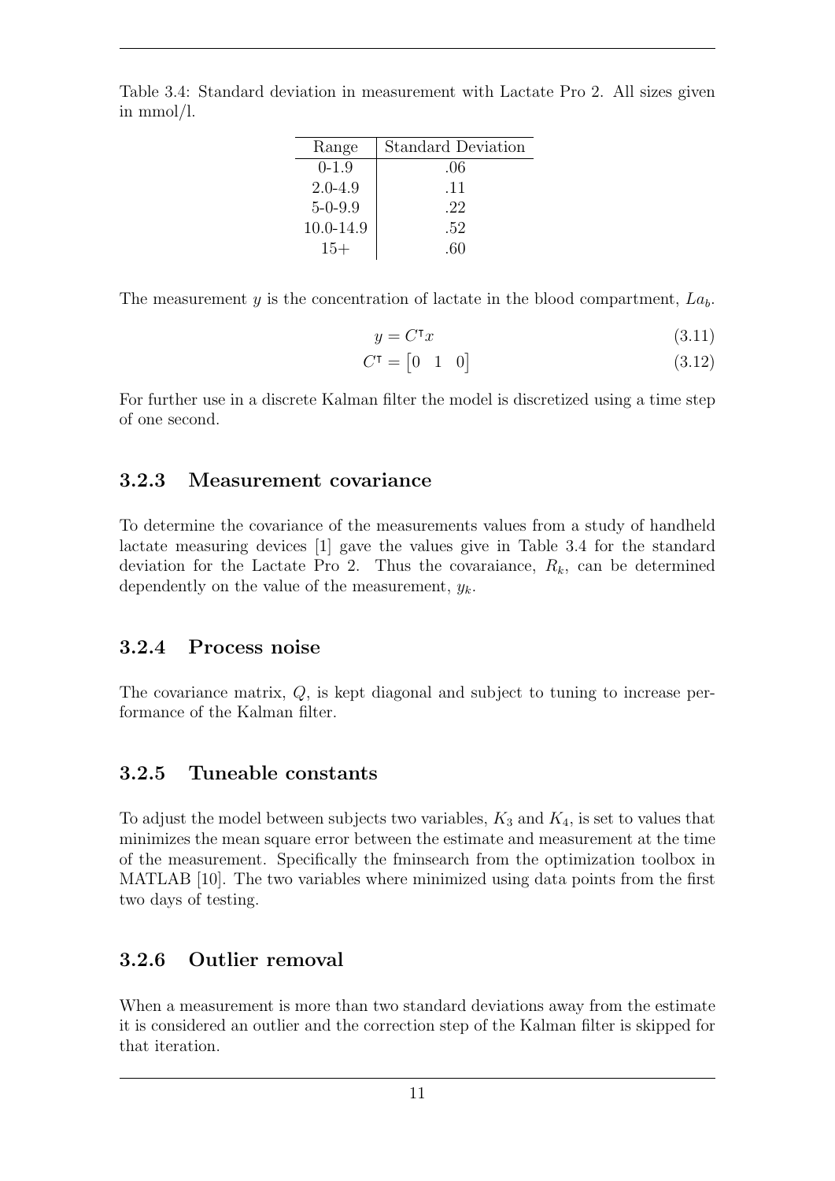Table 3.4: Standard deviation in measurement with Lactate Pro 2. All sizes given in mmol/l.

| Range | Standard Deviation |
|---|---|
| 0-1.9 | .06 |
| 2.0-4.9 | .11 |
| 5-0-9.9 | .22 |
| 10.0-14.9 | .52 |
| 15+ | .60 |

The measurement $y$ is the concentration of lactate in the blood compartment, $La_b$.

$$y = C^\intercal x \tag{3.11}$$

$$C^\intercal = \begin{bmatrix} 0 & 1 & 0 \end{bmatrix} \tag{3.12}$$

For further use in a discrete Kalman filter the model is discretized using a time step of one second.

### 3.2.3 Measurement covariance

To determine the covariance of the measurements values from a study of handheld lactate measuring devices [1] gave the values give in Table 3.4 for the standard deviation for the Lactate Pro 2. Thus the covaraiance, $R_k$, can be determined dependently on the value of the measurement, $y_k$.

### 3.2.4 Process noise

The covariance matrix, $Q$, is kept diagonal and subject to tuning to increase performance of the Kalman filter.

### 3.2.5 Tuneable constants

To adjust the model between subjects two variables, $K_3$ and $K_4$, is set to values that minimizes the mean square error between the estimate and measurement at the time of the measurement. Specifically the fminsearch from the optimization toolbox in MATLAB [10]. The two variables where minimized using data points from the first two days of testing.

### 3.2.6 Outlier removal

When a measurement is more than two standard deviations away from the estimate it is considered an outlier and the correction step of the Kalman filter is skipped for that iteration.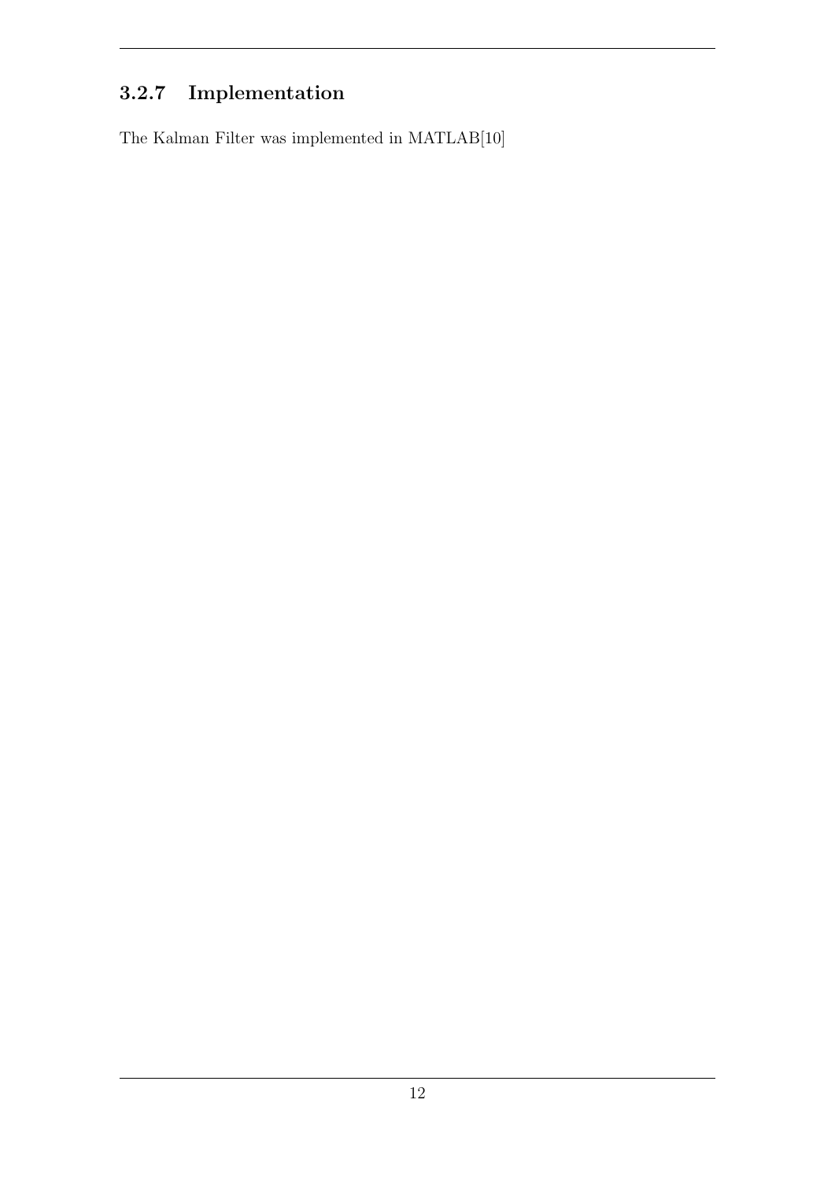### 3.2.7 Implementation

The Kalman Filter was implemented in MATLAB[10]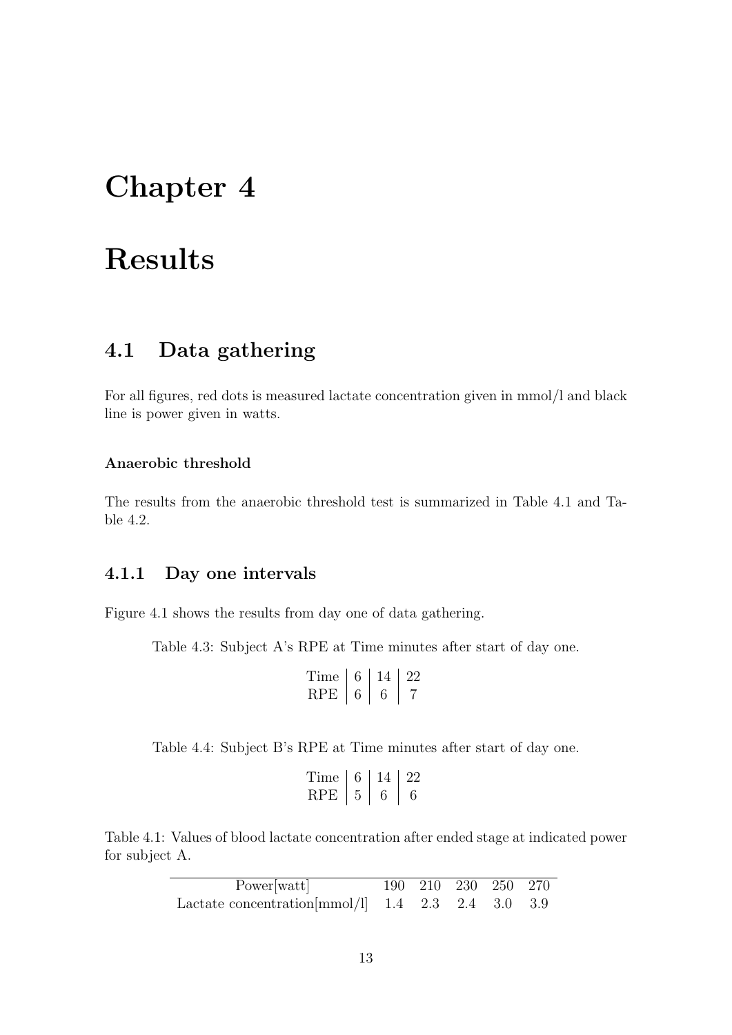# Chapter 4

# Results

## 4.1 Data gathering

For all figures, red dots is measured lactate concentration given in mmol/l and black line is power given in watts.

#### Anaerobic threshold

The results from the anaerobic threshold test is summarized in Table 4.1 and Table 4.2.

### 4.1.1 Day one intervals

Figure 4.1 shows the results from day one of data gathering.

Table 4.3: Subject A's RPE at Time minutes after start of day one.

| Time | 6 | 14 | 22 |
|---|---|---|---|
| RPE | 6 | 6 | 7 |

Table 4.4: Subject B's RPE at Time minutes after start of day one.

| Time | 6 | 14 | 22 |
|---|---|---|---|
| RPE | 5 | 6 | 6 |

Table 4.1: Values of blood lactate concentration after ended stage at indicated power for subject A.

| Power[watt] | 190 | 210 | 230 | 250 | 270 |
|---|---|---|---|---|---|
| Lactate concentration[mmol/l] | 1.4 | 2.3 | 2.4 | 3.0 | 3.9 |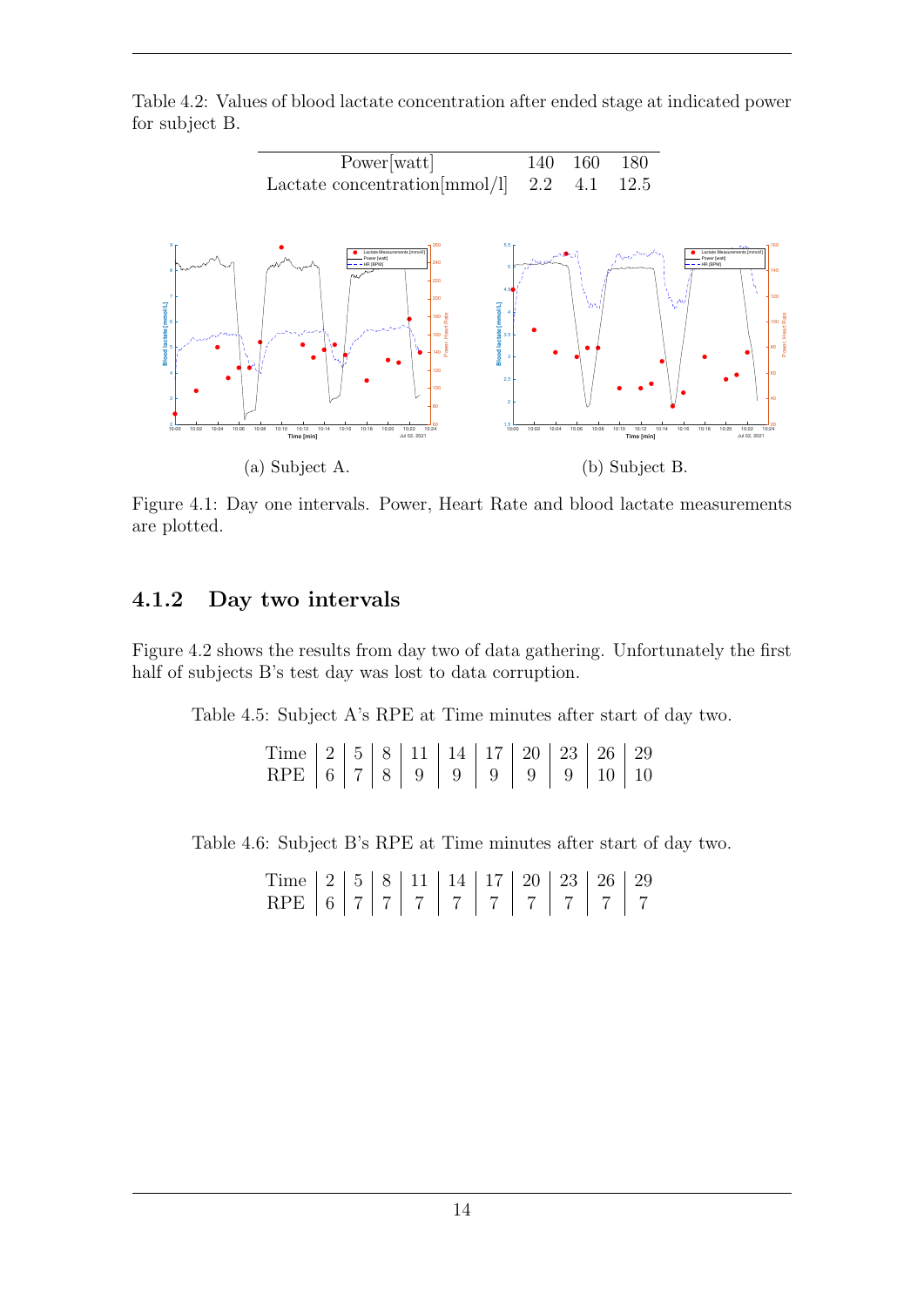Table 4.2: Values of blood lactate concentration after ended stage at indicated power for subject B.

| Power[watt] | 140 | 160 | 180 |
|---|---|---|---|
| Lactate concentration[mmol/l] | 2.2 | 4.1 | 12.5 |

(a) Subject A.

(b) Subject B.

Figure 4.1: Day one intervals. Power, Heart Rate and blood lactate measurements are plotted.

### 4.1.2 Day two intervals

Figure 4.2 shows the results from day two of data gathering. Unfortunately the first half of subjects B's test day was lost to data corruption.

Table 4.5: Subject A's RPE at Time minutes after start of day two.

| Time | 2 | 5 | 8 | 11 | 14 | 17 | 20 | 23 | 26 | 29 |
|---|---|---|---|---|---|---|---|---|---|---|
| RPE | 6 | 7 | 8 | 9 | 9 | 9 | 9 | 9 | 10 | 10 |

Table 4.6: Subject B's RPE at Time minutes after start of day two.

| Time | 2 | 5 | 8 | 11 | 14 | 17 | 20 | 23 | 26 | 29 |
|---|---|---|---|---|---|---|---|---|---|---|
| RPE | 6 | 7 | 7 | 7 | 7 | 7 | 7 | 7 | 7 | 7 |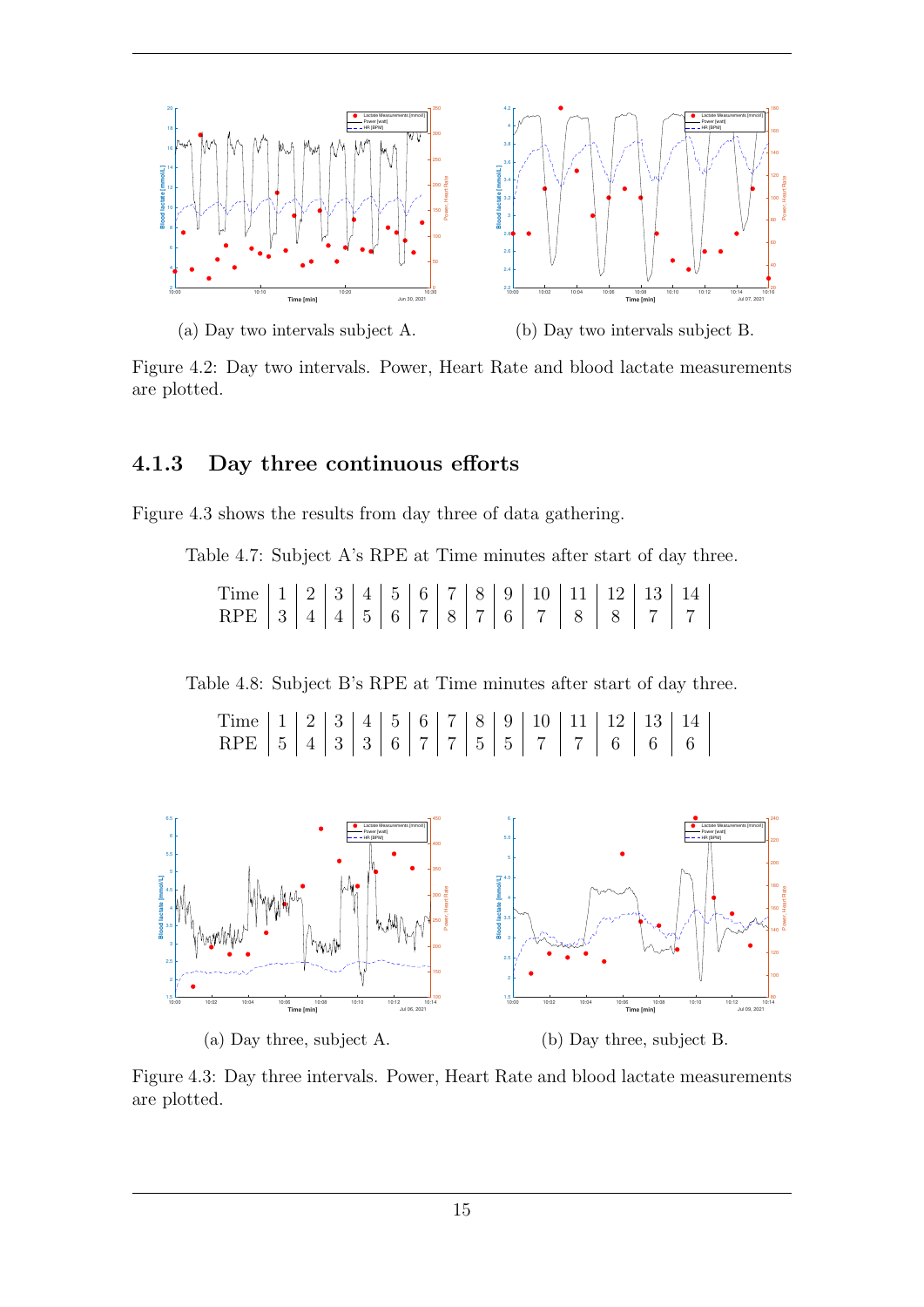(a) Day two intervals subject A.

(b) Day two intervals subject B.

Figure 4.2: Day two intervals. Power, Heart Rate and blood lactate measurements are plotted.

### 4.1.3 Day three continuous efforts

Figure 4.3 shows the results from day three of data gathering.

Table 4.7: Subject A's RPE at Time minutes after start of day three.

| Time | 1 | 2 | 3 | 4 | 5 | 6 | 7 | 8 | 9 | 10 | 11 | 12 | 13 | 14 |
|---|---|---|---|---|---|---|---|---|---|---|---|---|---|---|
| RPE | 3 | 4 | 4 | 5 | 6 | 7 | 8 | 7 | 6 | 7 | 8 | 8 | 7 | 7 |

Table 4.8: Subject B's RPE at Time minutes after start of day three.

| Time | 1 | 2 | 3 | 4 | 5 | 6 | 7 | 8 | 9 | 10 | 11 | 12 | 13 | 14 |
|---|---|---|---|---|---|---|---|---|---|---|---|---|---|---|
| RPE | 5 | 4 | 3 | 3 | 6 | 7 | 7 | 5 | 5 | 7 | 7 | 6 | 6 | 6 |

(a) Day three, subject A.

(b) Day three, subject B.

Figure 4.3: Day three intervals. Power, Heart Rate and blood lactate measurements are plotted.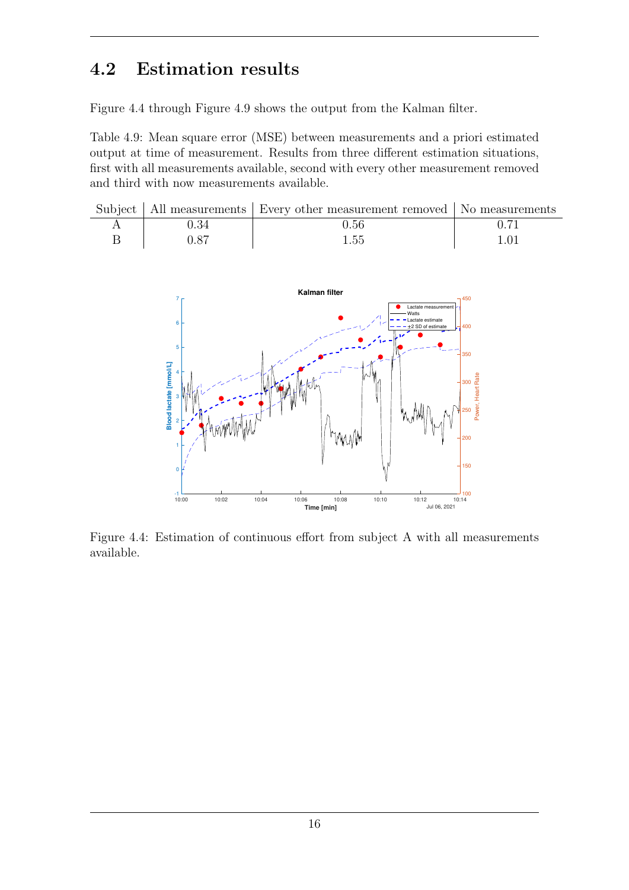## 4.2 Estimation results

Figure 4.4 through Figure 4.9 shows the output from the Kalman filter.

Table 4.9: Mean square error (MSE) between measurements and a priori estimated output at time of measurement. Results from three different estimation situations, first with all measurements available, second with every other measurement removed and third with now measurements available.

| Subject | All measurements | Every other measurement removed | No measurements |
|---|---|---|---|
| A | 0.34 | 0.56 | 0.71 |
| B | 0.87 | 1.55 | 1.01 |

Figure 4.4: Estimation of continuous effort from subject A with all measurements available.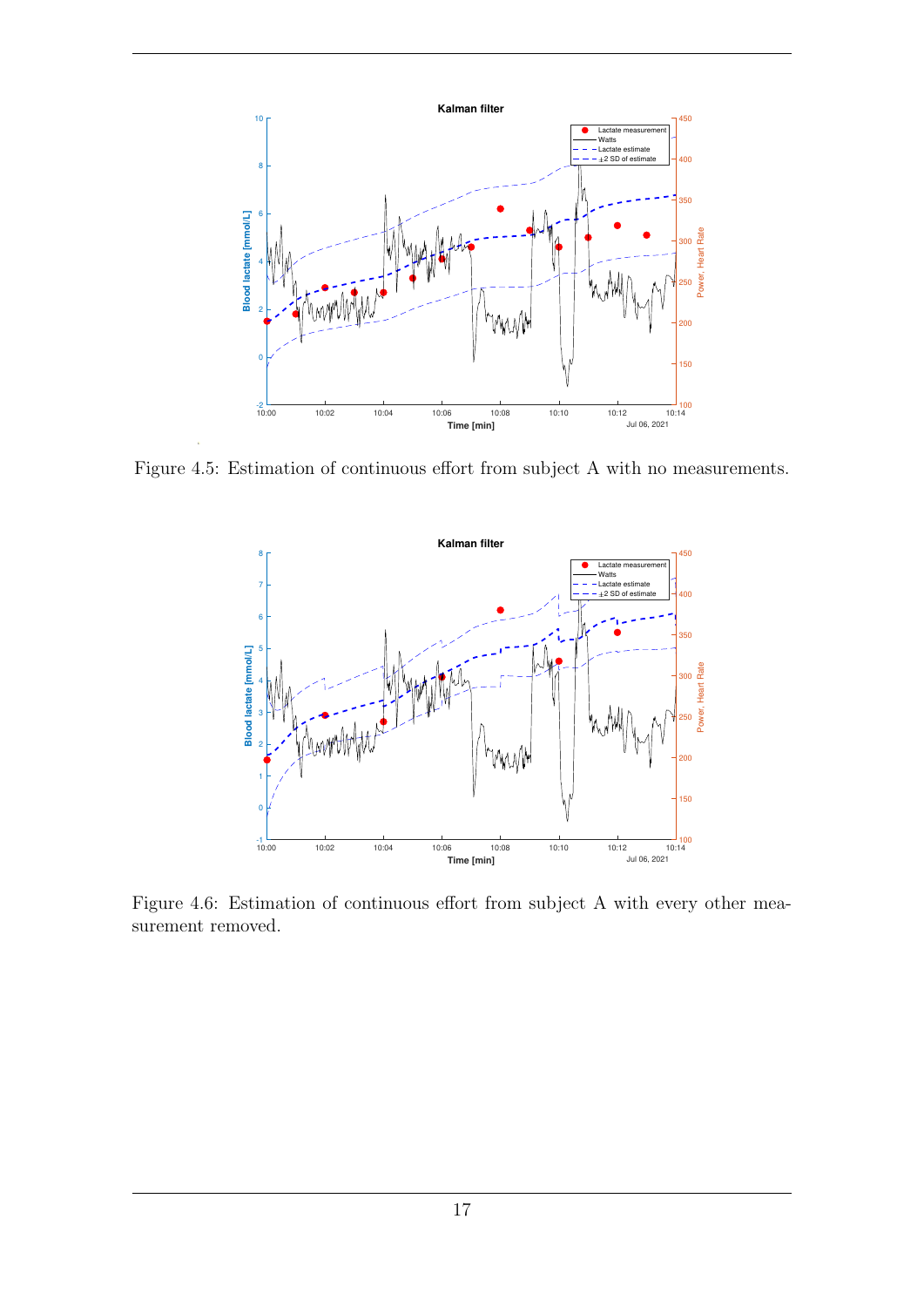Figure 4.5: Estimation of continuous effort from subject A with no measurements.

Figure 4.6: Estimation of continuous effort from subject A with every other measurement removed.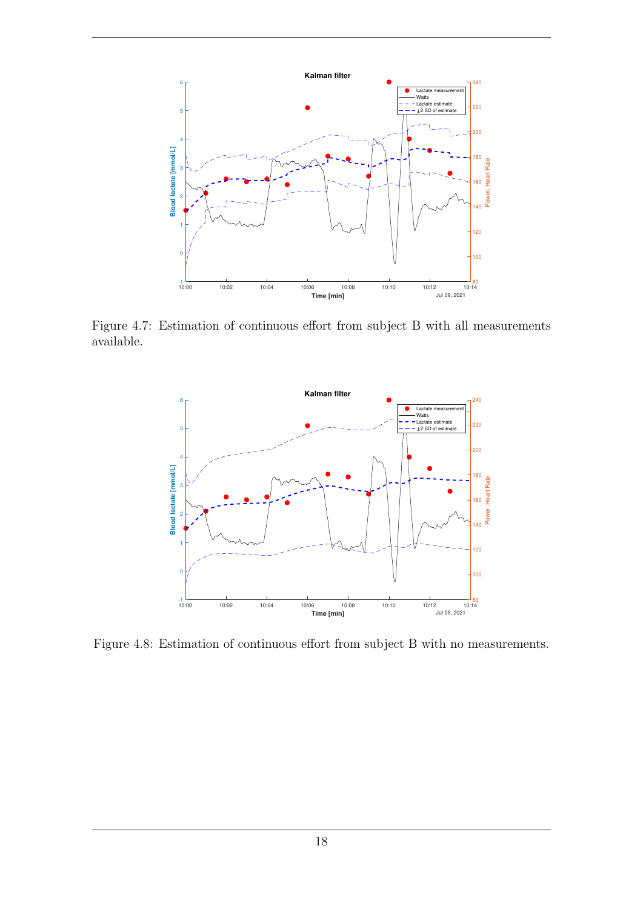Figure 4.7: Estimation of continuous effort from subject B with all measurements available.

Figure 4.8: Estimation of continuous effort from subject B with no measurements.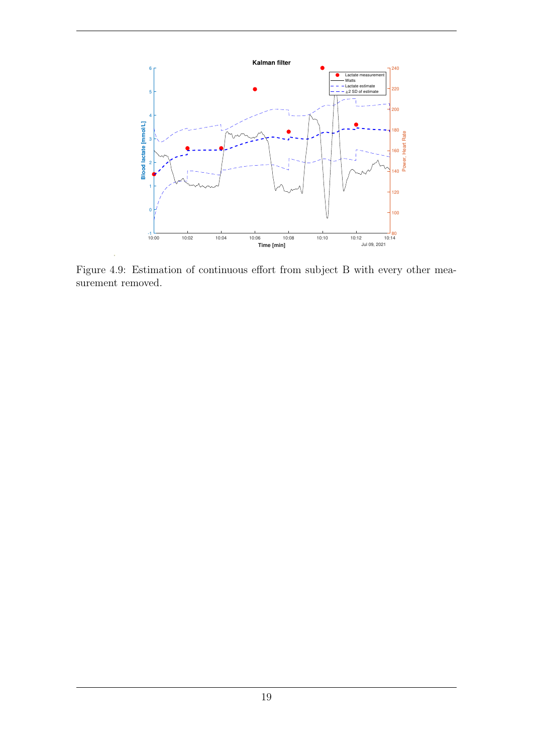Figure 4.9: Estimation of continuous effort from subject B with every other measurement removed.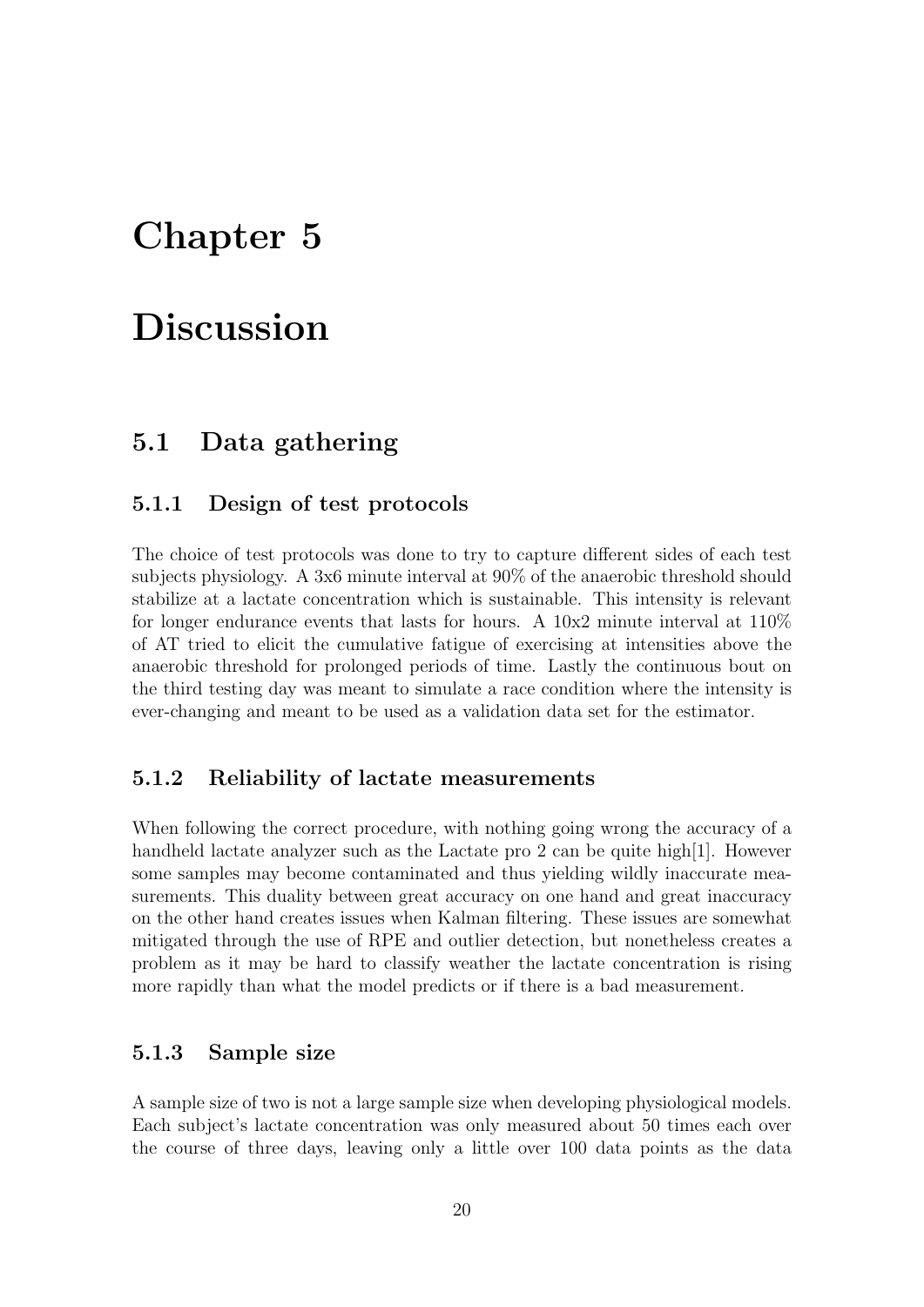# Chapter 5

# Discussion

## 5.1 Data gathering

### 5.1.1 Design of test protocols

The choice of test protocols was done to try to capture different sides of each test subjects physiology. A 3x6 minute interval at 90% of the anaerobic threshold should stabilize at a lactate concentration which is sustainable. This intensity is relevant for longer endurance events that lasts for hours. A 10x2 minute interval at 110% of AT tried to elicit the cumulative fatigue of exercising at intensities above the anaerobic threshold for prolonged periods of time. Lastly the continuous bout on the third testing day was meant to simulate a race condition where the intensity is ever-changing and meant to be used as a validation data set for the estimator.

### 5.1.2 Reliability of lactate measurements

When following the correct procedure, with nothing going wrong the accuracy of a handheld lactate analyzer such as the Lactate pro 2 can be quite high[1]. However some samples may become contaminated and thus yielding wildly inaccurate measurements. This duality between great accuracy on one hand and great inaccuracy on the other hand creates issues when Kalman filtering. These issues are somewhat mitigated through the use of RPE and outlier detection, but nonetheless creates a problem as it may be hard to classify weather the lactate concentration is rising more rapidly than what the model predicts or if there is a bad measurement.

### 5.1.3 Sample size

A sample size of two is not a large sample size when developing physiological models. Each subject's lactate concentration was only measured about 50 times each over the course of three days, leaving only a little over 100 data points as the data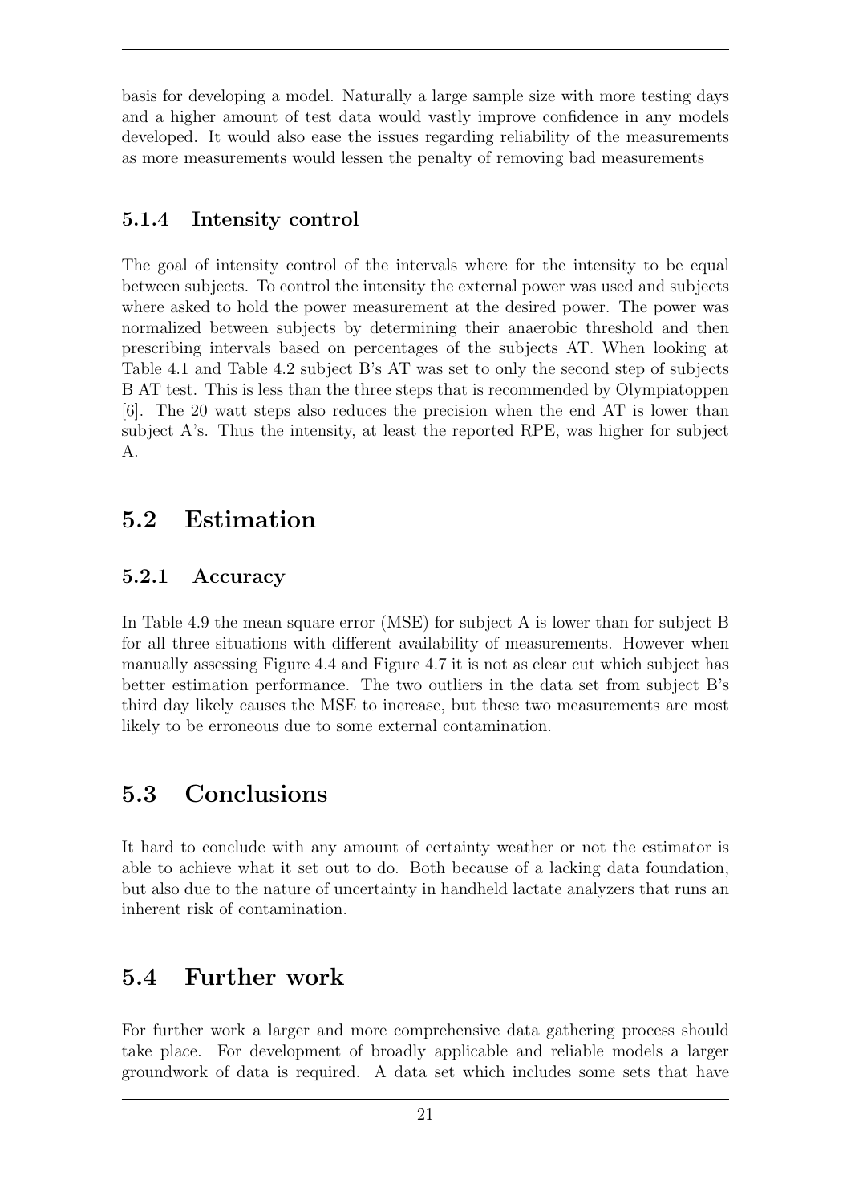basis for developing a model. Naturally a large sample size with more testing days and a higher amount of test data would vastly improve confidence in any models developed. It would also ease the issues regarding reliability of the measurements as more measurements would lessen the penalty of removing bad measurements

### 5.1.4 Intensity control

The goal of intensity control of the intervals where for the intensity to be equal between subjects. To control the intensity the external power was used and subjects where asked to hold the power measurement at the desired power. The power was normalized between subjects by determining their anaerobic threshold and then prescribing intervals based on percentages of the subjects AT. When looking at Table 4.1 and Table 4.2 subject B's AT was set to only the second step of subjects B AT test. This is less than the three steps that is recommended by Olympiatoppen [6]. The 20 watt steps also reduces the precision when the end AT is lower than subject A's. Thus the intensity, at least the reported RPE, was higher for subject A.

## 5.2 Estimation

### 5.2.1 Accuracy

In Table 4.9 the mean square error (MSE) for subject A is lower than for subject B for all three situations with different availability of measurements. However when manually assessing Figure 4.4 and Figure 4.7 it is not as clear cut which subject has better estimation performance. The two outliers in the data set from subject B's third day likely causes the MSE to increase, but these two measurements are most likely to be erroneous due to some external contamination.

## 5.3 Conclusions

It hard to conclude with any amount of certainty weather or not the estimator is able to achieve what it set out to do. Both because of a lacking data foundation, but also due to the nature of uncertainty in handheld lactate analyzers that runs an inherent risk of contamination.

## 5.4 Further work

For further work a larger and more comprehensive data gathering process should take place. For development of broadly applicable and reliable models a larger groundwork of data is required. A data set which includes some sets that have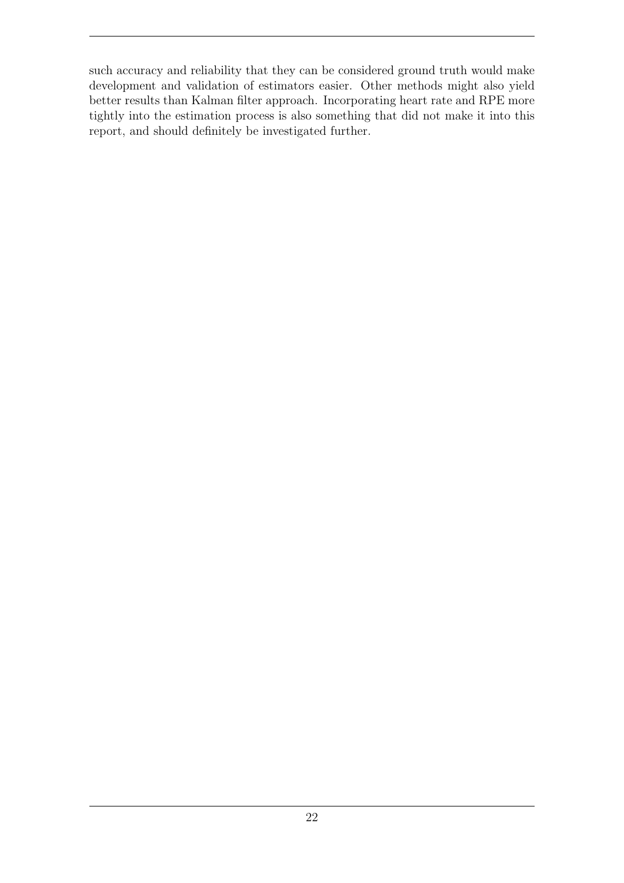such accuracy and reliability that they can be considered ground truth would make development and validation of estimators easier. Other methods might also yield better results than Kalman filter approach. Incorporating heart rate and RPE more tightly into the estimation process is also something that did not make it into this report, and should definitely be investigated further.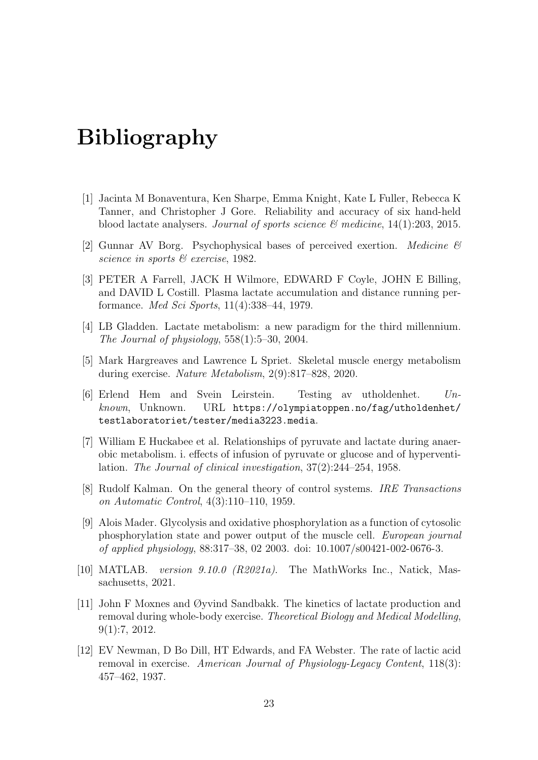# Bibliography

[1] Jacinta M Bonaventura, Ken Sharpe, Emma Knight, Kate L Fuller, Rebecca K Tanner, and Christopher J Gore. Reliability and accuracy of six hand-held blood lactate analysers. *Journal of sports science & medicine*, 14(1):203, 2015.

[2] Gunnar AV Borg. Psychophysical bases of perceived exertion. *Medicine & science in sports & exercise*, 1982.

[3] PETER A Farrell, JACK H Wilmore, EDWARD F Coyle, JOHN E Billing, and DAVID L Costill. Plasma lactate accumulation and distance running performance. *Med Sci Sports*, 11(4):338–44, 1979.

[4] LB Gladden. Lactate metabolism: a new paradigm for the third millennium. *The Journal of physiology*, 558(1):5–30, 2004.

[5] Mark Hargreaves and Lawrence L Spriet. Skeletal muscle energy metabolism during exercise. *Nature Metabolism*, 2(9):817–828, 2020.

[6] Erlend Hem and Svein Leirstein. Testing av utholdenhet. *Unknown*, Unknown. URL https://olympiatoppen.no/fag/utholdenhet/testlaboratoriet/tester/media3223.media.

[7] William E Huckabee et al. Relationships of pyruvate and lactate during anaerobic metabolism. i. effects of infusion of pyruvate or glucose and of hyperventilation. *The Journal of clinical investigation*, 37(2):244–254, 1958.

[8] Rudolf Kalman. On the general theory of control systems. *IRE Transactions on Automatic Control*, 4(3):110–110, 1959.

[9] Alois Mader. Glycolysis and oxidative phosphorylation as a function of cytosolic phosphorylation state and power output of the muscle cell. *European journal of applied physiology*, 88:317–38, 02 2003. doi: 10.1007/s00421-002-0676-3.

[10] MATLAB. *version 9.10.0 (R2021a)*. The MathWorks Inc., Natick, Massachusetts, 2021.

[11] John F Moxnes and Øyvind Sandbakk. The kinetics of lactate production and removal during whole-body exercise. *Theoretical Biology and Medical Modelling*, 9(1):7, 2012.

[12] EV Newman, D Bo Dill, HT Edwards, and FA Webster. The rate of lactic acid removal in exercise. *American Journal of Physiology-Legacy Content*, 118(3): 457–462, 1937.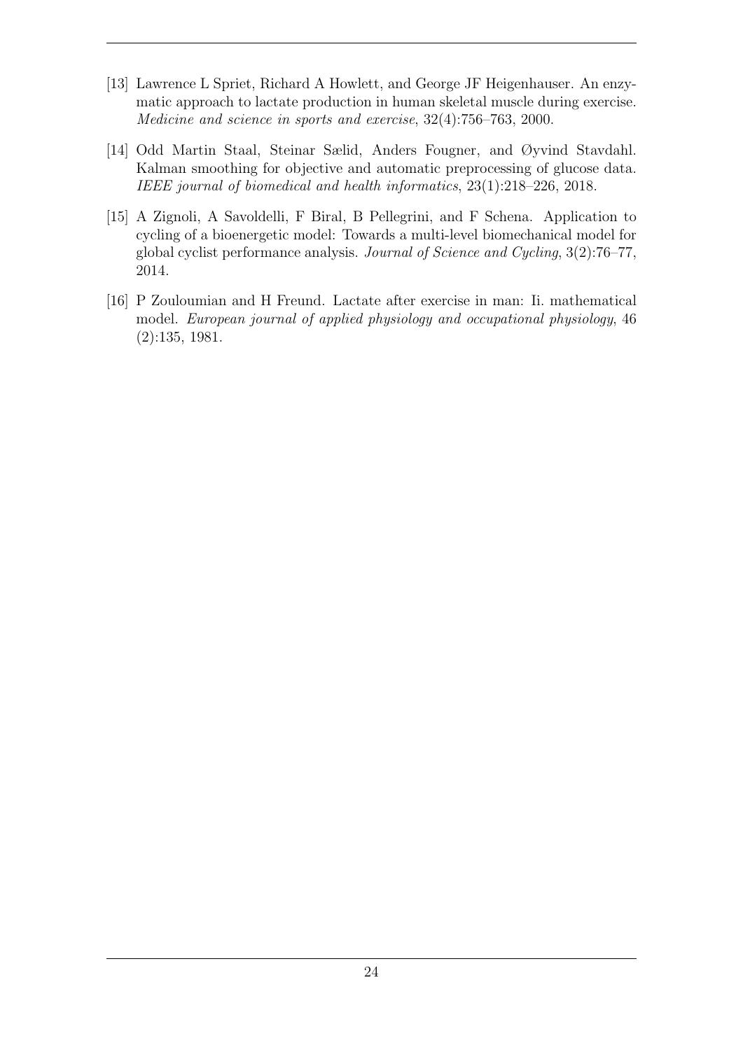[13] Lawrence L Spriet, Richard A Howlett, and George JF Heigenhauser. An enzymatic approach to lactate production in human skeletal muscle during exercise. *Medicine and science in sports and exercise*, 32(4):756–763, 2000.

[14] Odd Martin Staal, Steinar Sælid, Anders Fougner, and Øyvind Stavdahl. Kalman smoothing for objective and automatic preprocessing of glucose data. *IEEE journal of biomedical and health informatics*, 23(1):218–226, 2018.

[15] A Zignoli, A Savoldelli, F Biral, B Pellegrini, and F Schena. Application to cycling of a bioenergetic model: Towards a multi-level biomechanical model for global cyclist performance analysis. *Journal of Science and Cycling*, 3(2):76–77, 2014.

[16] P Zouloumian and H Freund. Lactate after exercise in man: Ii. mathematical model. *European journal of applied physiology and occupational physiology*, 46 (2):135, 1981.